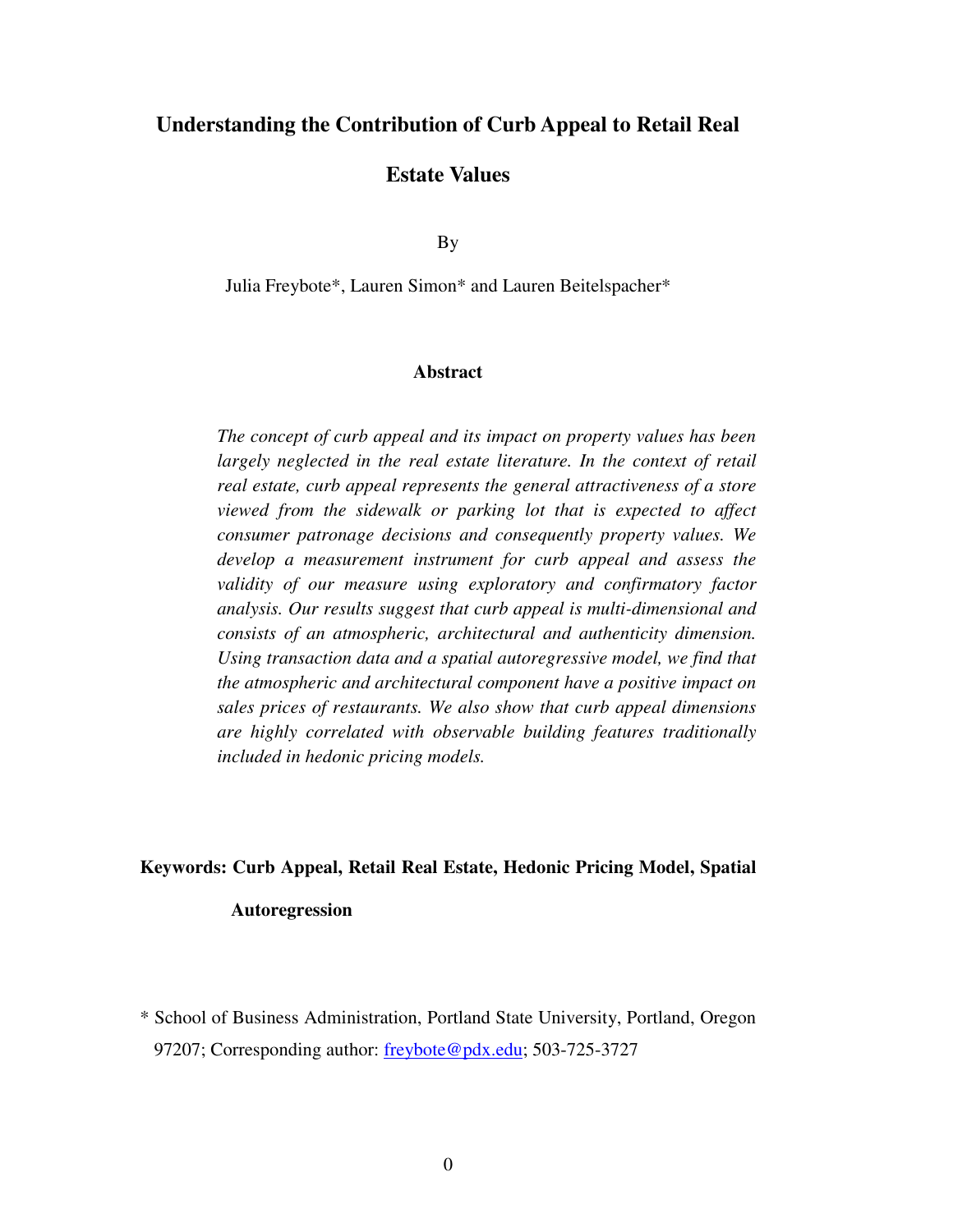# Understanding the Contribution of Curb Appeal to Retail Real Estate Values

By

Julia Freybote\*, Lauren Simon\* and Lauren Beitelspacher\*

## Abstract

*The concept of curb appeal and its impact on property values has been largely neglected in the real estate literature. In the context of retail real estate, curb appeal represents the general attractiveness of a store viewed from the sidewalk or parking lot that is expected to affect consumer patronage decisions and consequently property values. We develop a measurement instrument for curb appeal and assess the validity of our measure using exploratory and confirmatory factor analysis. Our results suggest that curb appeal is multi-dimensional and consists of an atmospheric, architectural and authenticity dimension. Using transaction data and a spatial autoregressive model, we find that the atmospheric and architectural component have a positive impact on sales prices of restaurants. We also show that curb appeal dimensions are highly correlated with observable building features traditionally included in hedonic pricing models.*

**Keywords: Curb Appeal, Retail Real Estate, Hedonic Pricing Model, Spatial Autoregression**

\* School of Business Administration, Portland State University, Portland, Oregon 97207; Corresponding author: freybote@pdx.edu; 503-725-3727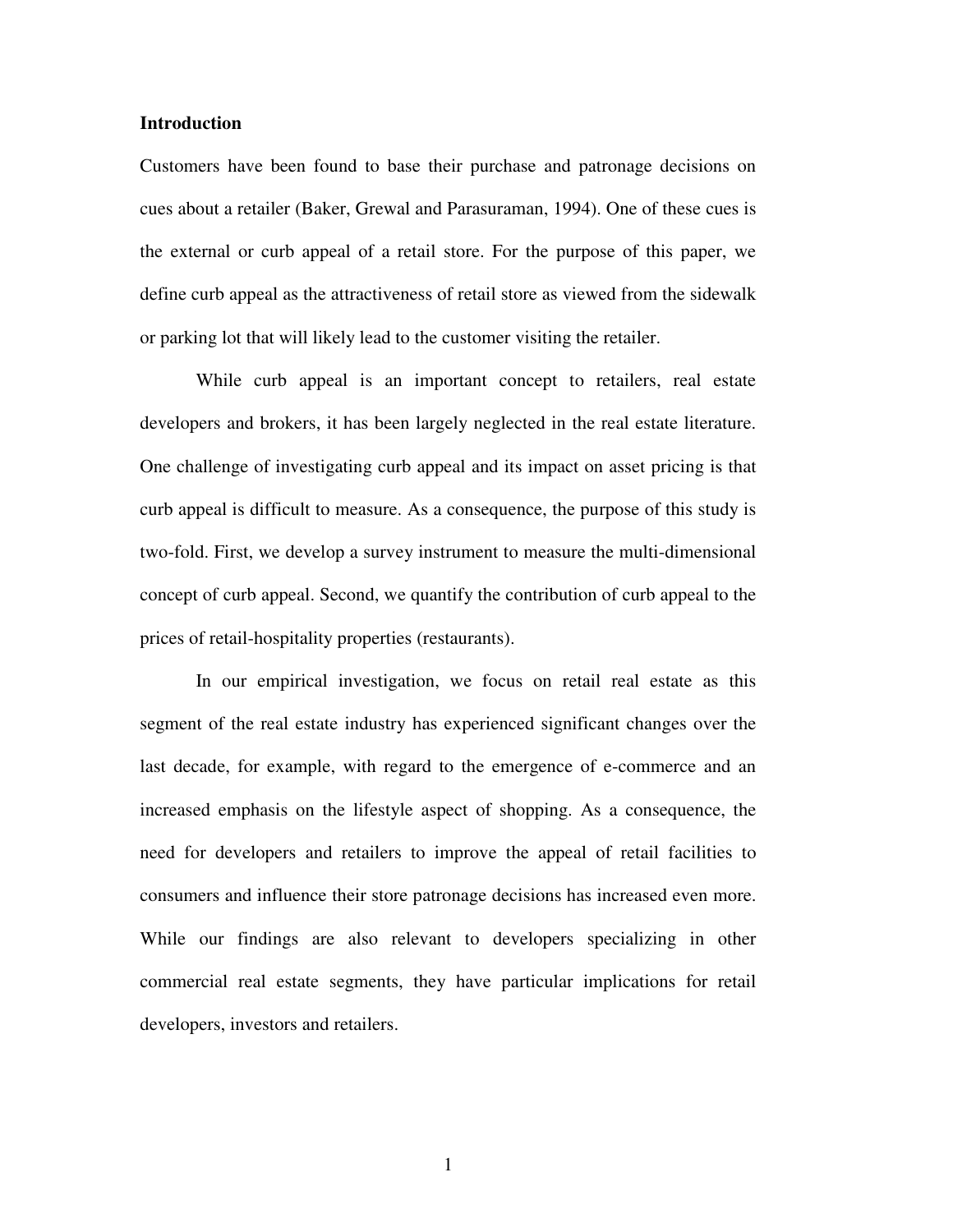## Introduction

Customers have been found to base their purchase and patronage decisions on cues about a retailer (Baker, Grewal and Parasuraman, 1994). One of these cues is the external or curb appeal of a retail store. For the purpose of this paper, we define curb appeal as the attractiveness of retail store as viewed from the sidewalk or parking lot that will likely lead to the customer visiting the retailer.

While curb appeal is an important concept to retailers, real estate developers and brokers, it has been largely neglected in the real estate literature. One challenge of investigating curb appeal and its impact on asset pricing is that curb appeal is difficult to measure. As a consequence, the purpose of this study is two-fold. First, we develop a survey instrument to measure the multi-dimensional concept of curb appeal. Second, we quantify the contribution of curb appeal to the prices of retail-hospitality properties (restaurants).

In our empirical investigation, we focus on retail real estate as this segment of the real estate industry has experienced significant changes over the last decade, for example, with regard to the emergence of e-commerce and an increased emphasis on the lifestyle aspect of shopping. As a consequence, the need for developers and retailers to improve the appeal of retail facilities to consumers and influence their store patronage decisions has increased even more. While our findings are also relevant to developers specializing in other commercial real estate segments, they have particular implications for retail developers, investors and retailers.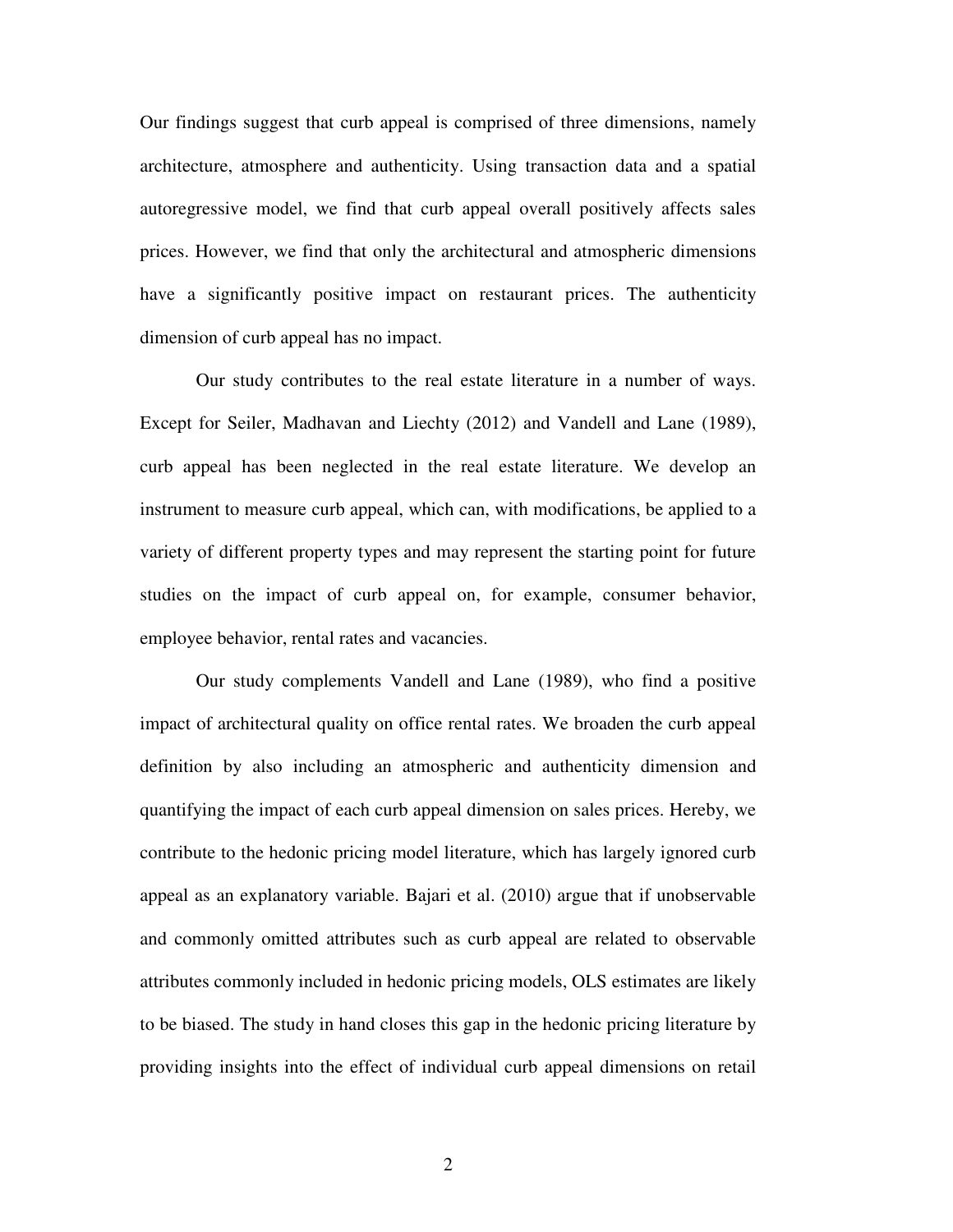Our findings suggest that curb appeal is comprised of three dimensions, namely architecture, atmosphere and authenticity. Using transaction data and a spatial autoregressive model, we find that curb appeal overall positively affects sales prices. However, we find that only the architectural and atmospheric dimensions have a significantly positive impact on restaurant prices. The authenticity dimension of curb appeal has no impact.

Our study contributes to the real estate literature in a number of ways. Except for Seiler, Madhavan and Liechty (2012) and Vandell and Lane (1989), curb appeal has been neglected in the real estate literature. We develop an instrument to measure curb appeal, which can, with modifications, be applied to a variety of different property types and may represent the starting point for future studies on the impact of curb appeal on, for example, consumer behavior, employee behavior, rental rates and vacancies.

Our study complements Vandell and Lane (1989), who find a positive impact of architectural quality on office rental rates. We broaden the curb appeal definition by also including an atmospheric and authenticity dimension and quantifying the impact of each curb appeal dimension on sales prices. Hereby, we contribute to the hedonic pricing model literature, which has largely ignored curb appeal as an explanatory variable. Bajari et al. (2010) argue that if unobservable and commonly omitted attributes such as curb appeal are related to observable attributes commonly included in hedonic pricing models, OLS estimates are likely to be biased. The study in hand closes this gap in the hedonic pricing literature by providing insights into the effect of individual curb appeal dimensions on retail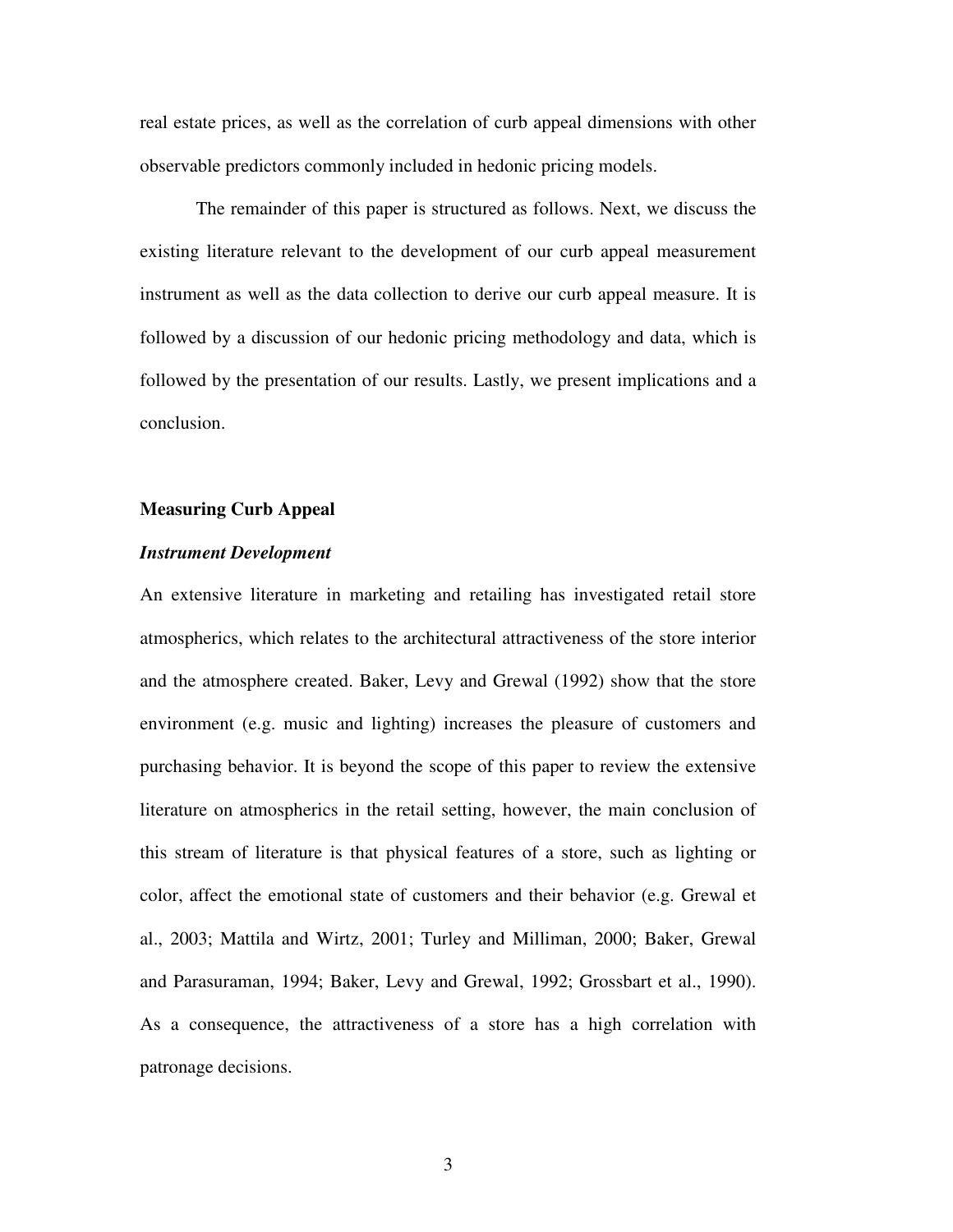real estate prices, as well as the correlation of curb appeal dimensions with other observable predictors commonly included in hedonic pricing models.

The remainder of this paper is structured as follows. Next, we discuss the existing literature relevant to the development of our curb appeal measurement instrument as well as the data collection to derive our curb appeal measure. It is followed by a discussion of our hedonic pricing methodology and data, which is followed by the presentation of our results. Lastly, we present implications and a conclusion.

## Measuring Curb Appeal

### *Instrument Development*

An extensive literature in marketing and retailing has investigated retail store atmospherics, which relates to the architectural attractiveness of the store interior and the atmosphere created. Baker, Levy and Grewal (1992) show that the store environment (e.g. music and lighting) increases the pleasure of customers and purchasing behavior. It is beyond the scope of this paper to review the extensive literature on atmospherics in the retail setting, however, the main conclusion of this stream of literature is that physical features of a store, such as lighting or color, affect the emotional state of customers and their behavior (e.g. Grewal et al., 2003; Mattila and Wirtz, 2001; Turley and Milliman, 2000; Baker, Grewal and Parasuraman, 1994; Baker, Levy and Grewal, 1992; Grossbart et al., 1990). As a consequence, the attractiveness of a store has a high correlation with patronage decisions.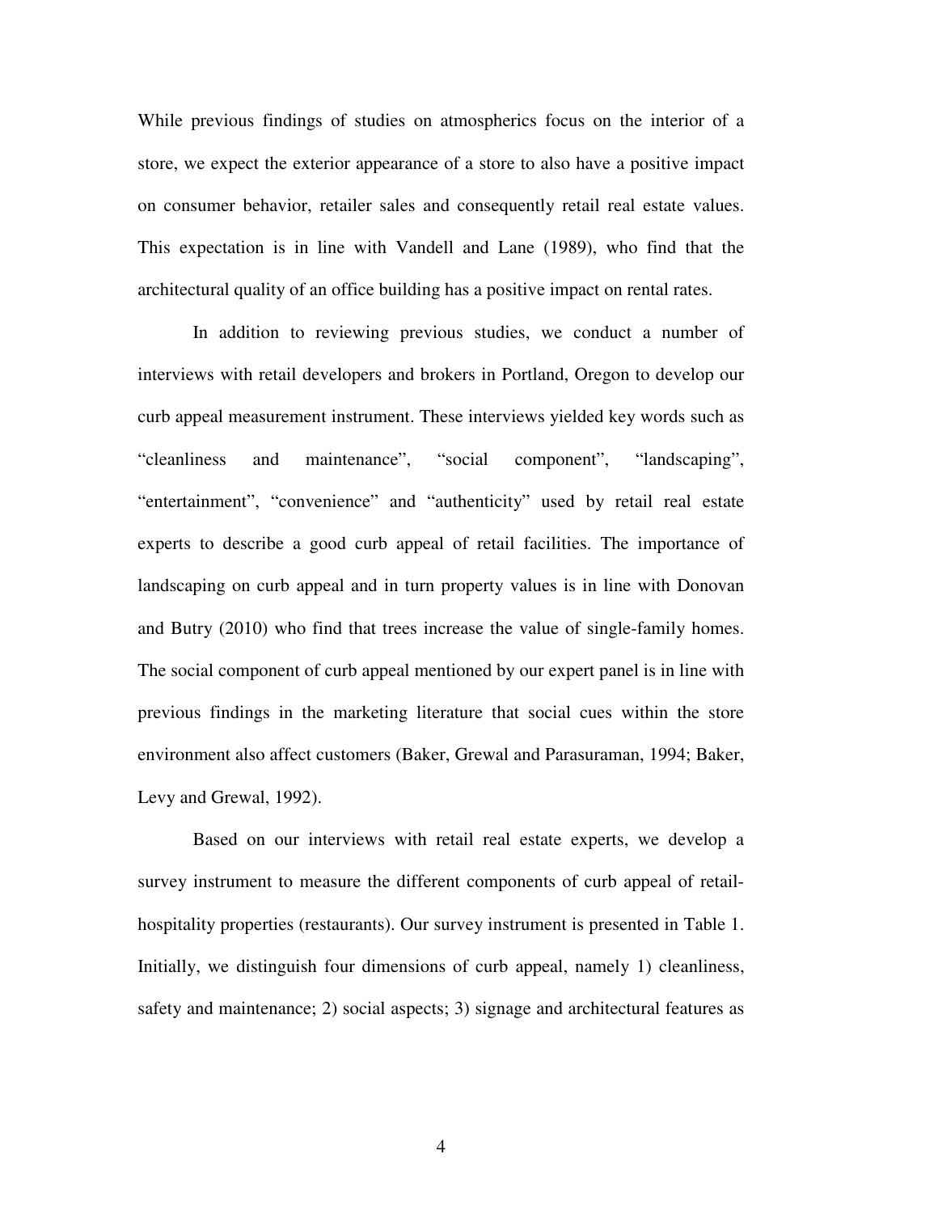While previous findings of studies on atmospherics focus on the interior of a store, we expect the exterior appearance of a store to also have a positive impact on consumer behavior, retailer sales and consequently retail real estate values. This expectation is in line with Vandell and Lane (1989), who find that the architectural quality of an office building has a positive impact on rental rates.

In addition to reviewing previous studies, we conduct a number of interviews with retail developers and brokers in Portland, Oregon to develop our curb appeal measurement instrument. These interviews yielded key words such as "cleanliness and maintenance", "social component", "landscaping", "entertainment", "convenience" and "authenticity" used by retail real estate experts to describe a good curb appeal of retail facilities. The importance of landscaping on curb appeal and in turn property values is in line with Donovan and Butry (2010) who find that trees increase the value of single-family homes. The social component of curb appeal mentioned by our expert panel is in line with previous findings in the marketing literature that social cues within the store environment also affect customers (Baker, Grewal and Parasuraman, 1994; Baker, Levy and Grewal, 1992).

Based on our interviews with retail real estate experts, we develop a survey instrument to measure the different components of curb appeal of retail-hospitality properties (restaurants). Our survey instrument is presented in Table 1. Initially, we distinguish four dimensions of curb appeal, namely 1) cleanliness, safety and maintenance; 2) social aspects; 3) signage and architectural features as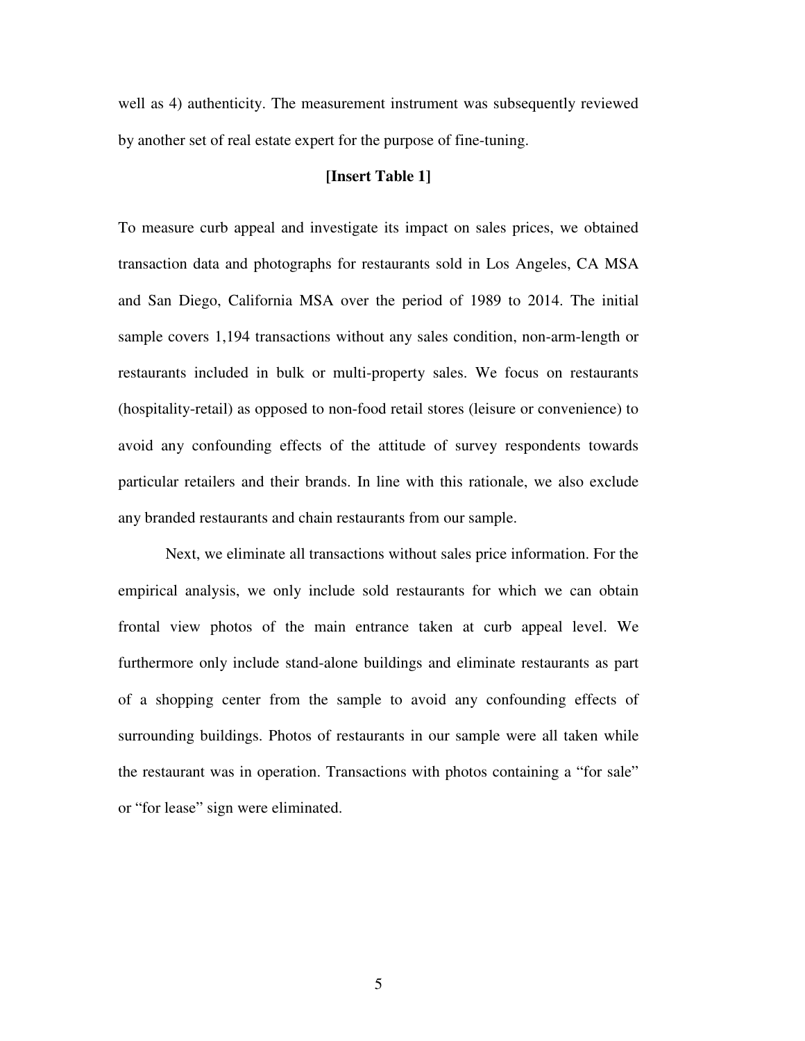well as 4) authenticity. The measurement instrument was subsequently reviewed by another set of real estate expert for the purpose of fine-tuning.

**[Insert Table 1]**

To measure curb appeal and investigate its impact on sales prices, we obtained transaction data and photographs for restaurants sold in Los Angeles, CA MSA and San Diego, California MSA over the period of 1989 to 2014. The initial sample covers 1,194 transactions without any sales condition, non-arm-length or restaurants included in bulk or multi-property sales. We focus on restaurants (hospitality-retail) as opposed to non-food retail stores (leisure or convenience) to avoid any confounding effects of the attitude of survey respondents towards particular retailers and their brands. In line with this rationale, we also exclude any branded restaurants and chain restaurants from our sample.

Next, we eliminate all transactions without sales price information. For the empirical analysis, we only include sold restaurants for which we can obtain frontal view photos of the main entrance taken at curb appeal level. We furthermore only include stand-alone buildings and eliminate restaurants as part of a shopping center from the sample to avoid any confounding effects of surrounding buildings. Photos of restaurants in our sample were all taken while the restaurant was in operation. Transactions with photos containing a "for sale" or "for lease" sign were eliminated.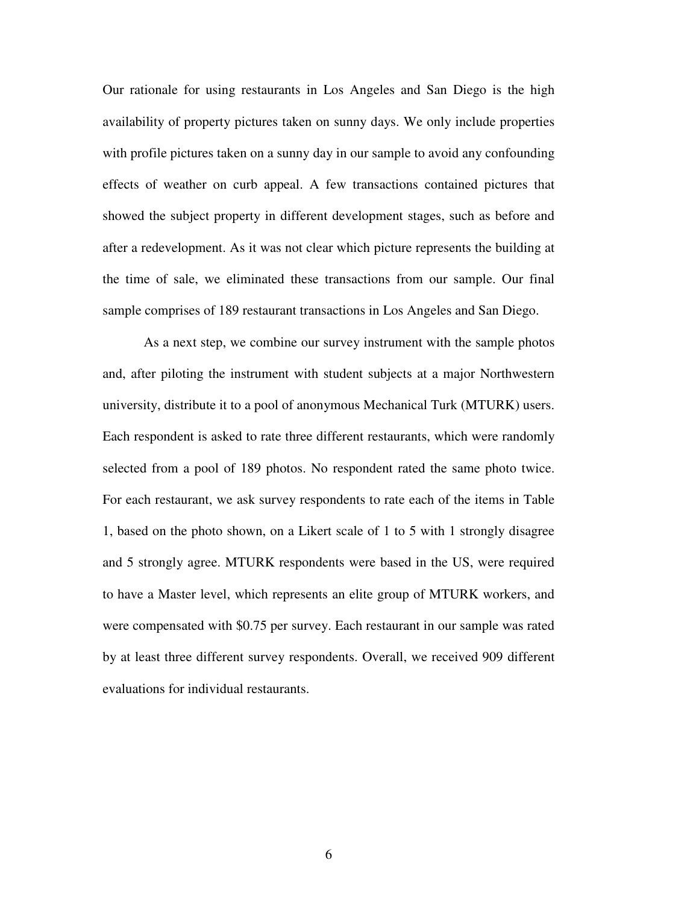Our rationale for using restaurants in Los Angeles and San Diego is the high availability of property pictures taken on sunny days. We only include properties with profile pictures taken on a sunny day in our sample to avoid any confounding effects of weather on curb appeal. A few transactions contained pictures that showed the subject property in different development stages, such as before and after a redevelopment. As it was not clear which picture represents the building at the time of sale, we eliminated these transactions from our sample. Our final sample comprises of 189 restaurant transactions in Los Angeles and San Diego.

As a next step, we combine our survey instrument with the sample photos and, after piloting the instrument with student subjects at a major Northwestern university, distribute it to a pool of anonymous Mechanical Turk (MTURK) users. Each respondent is asked to rate three different restaurants, which were randomly selected from a pool of 189 photos. No respondent rated the same photo twice. For each restaurant, we ask survey respondents to rate each of the items in Table 1, based on the photo shown, on a Likert scale of 1 to 5 with 1 strongly disagree and 5 strongly agree. MTURK respondents were based in the US, were required to have a Master level, which represents an elite group of MTURK workers, and were compensated with $0.75 per survey. Each restaurant in our sample was rated by at least three different survey respondents. Overall, we received 909 different evaluations for individual restaurants.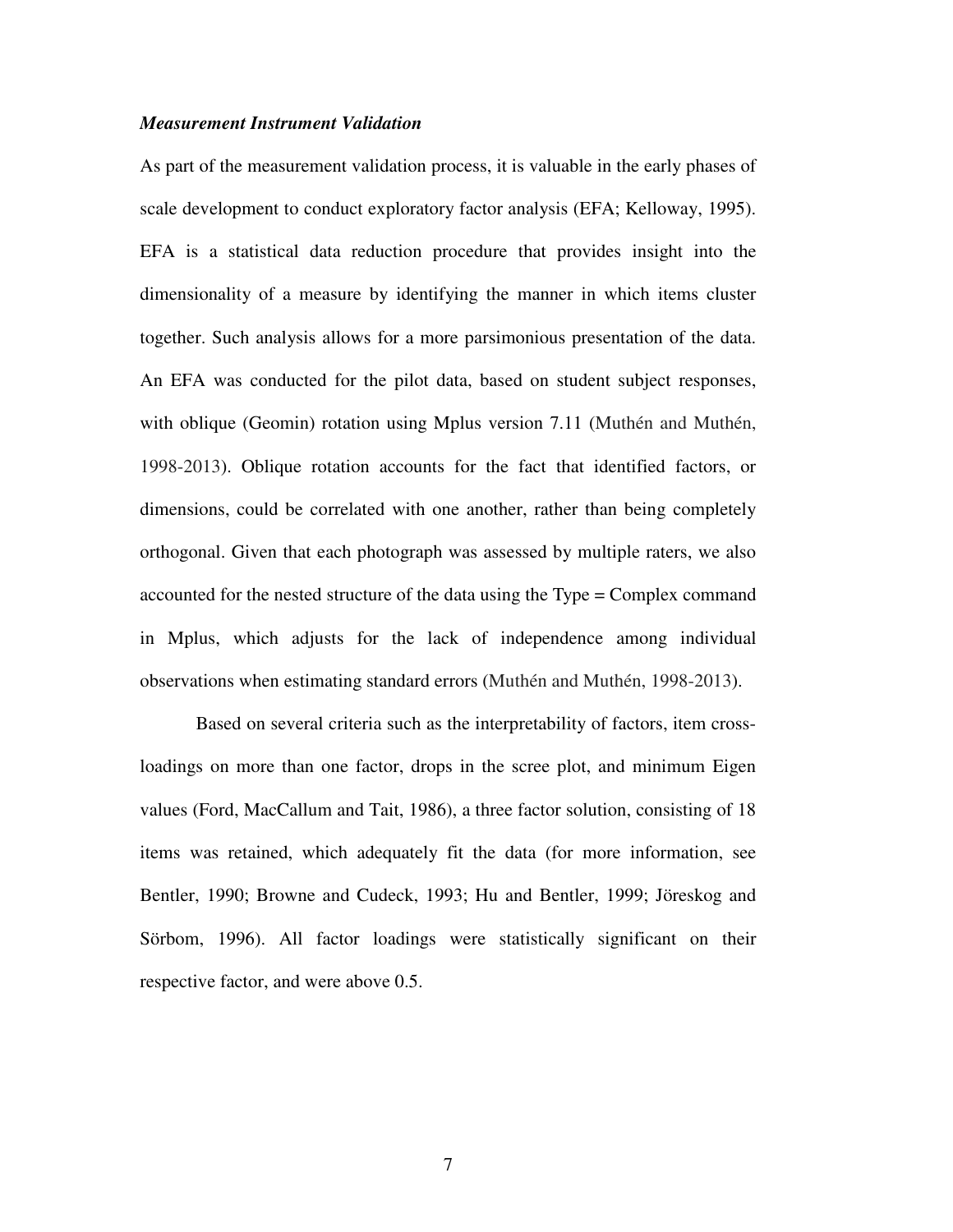***Measurement Instrument Validation***

As part of the measurement validation process, it is valuable in the early phases of scale development to conduct exploratory factor analysis (EFA; Kelloway, 1995). EFA is a statistical data reduction procedure that provides insight into the dimensionality of a measure by identifying the manner in which items cluster together. Such analysis allows for a more parsimonious presentation of the data. An EFA was conducted for the pilot data, based on student subject responses, with oblique (Geomin) rotation using Mplus version 7.11 (Muthén and Muthén, 1998-2013). Oblique rotation accounts for the fact that identified factors, or dimensions, could be correlated with one another, rather than being completely orthogonal. Given that each photograph was assessed by multiple raters, we also accounted for the nested structure of the data using the Type = Complex command in Mplus, which adjusts for the lack of independence among individual observations when estimating standard errors (Muthén and Muthén, 1998-2013).

Based on several criteria such as the interpretability of factors, item cross-loadings on more than one factor, drops in the scree plot, and minimum Eigen values (Ford, MacCallum and Tait, 1986), a three factor solution, consisting of 18 items was retained, which adequately fit the data (for more information, see Bentler, 1990; Browne and Cudeck, 1993; Hu and Bentler, 1999; Jöreskog and Sörbom, 1996). All factor loadings were statistically significant on their respective factor, and were above 0.5.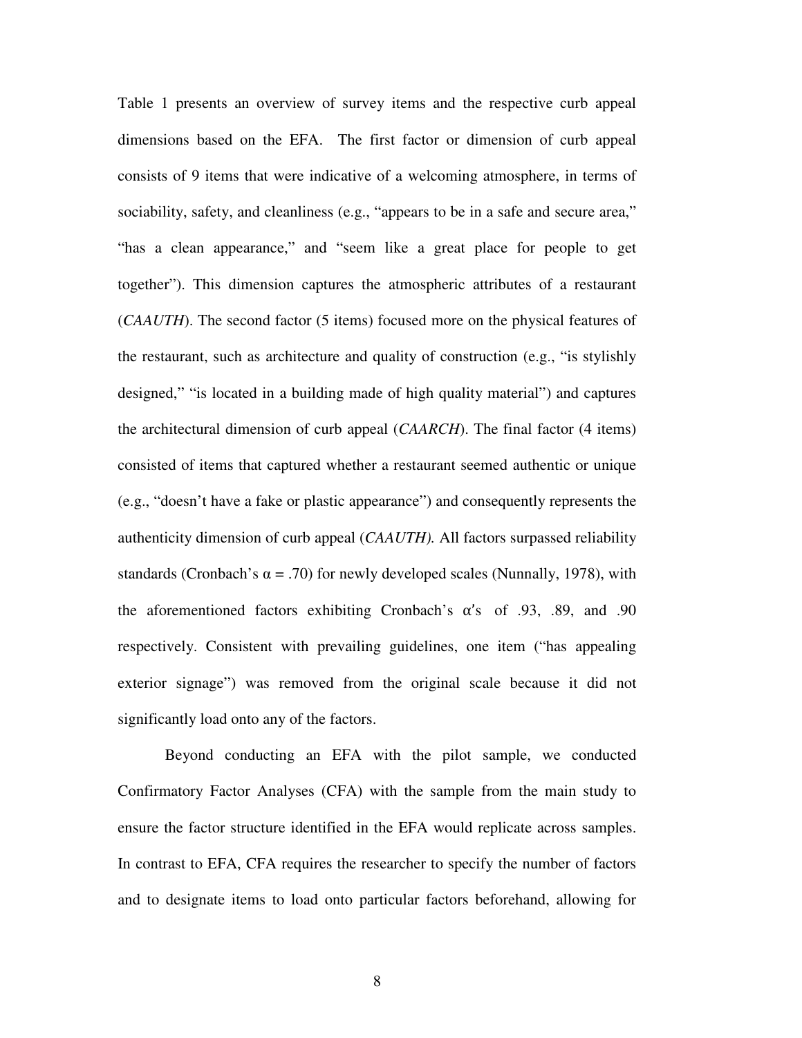Table 1 presents an overview of survey items and the respective curb appeal dimensions based on the EFA. The first factor or dimension of curb appeal consists of 9 items that were indicative of a welcoming atmosphere, in terms of sociability, safety, and cleanliness (e.g., “appears to be in a safe and secure area,” “has a clean appearance,” and “seem like a great place for people to get together”). This dimension captures the atmospheric attributes of a restaurant (*CAAUTH*). The second factor (5 items) focused more on the physical features of the restaurant, such as architecture and quality of construction (e.g., “is stylishly designed,” “is located in a building made of high quality material”) and captures the architectural dimension of curb appeal (*CAARCH*). The final factor (4 items) consisted of items that captured whether a restaurant seemed authentic or unique (e.g., “doesn’t have a fake or plastic appearance”) and consequently represents the authenticity dimension of curb appeal (*CAAUTH).* All factors surpassed reliability standards (Cronbach’s $\alpha = .70$) for newly developed scales (Nunnally, 1978), with the aforementioned factors exhibiting Cronbach’s $\alpha$’s of .93, .89, and .90 respectively. Consistent with prevailing guidelines, one item (“has appealing exterior signage”) was removed from the original scale because it did not significantly load onto any of the factors.

Beyond conducting an EFA with the pilot sample, we conducted Confirmatory Factor Analyses (CFA) with the sample from the main study to ensure the factor structure identified in the EFA would replicate across samples. In contrast to EFA, CFA requires the researcher to specify the number of factors and to designate items to load onto particular factors beforehand, allowing for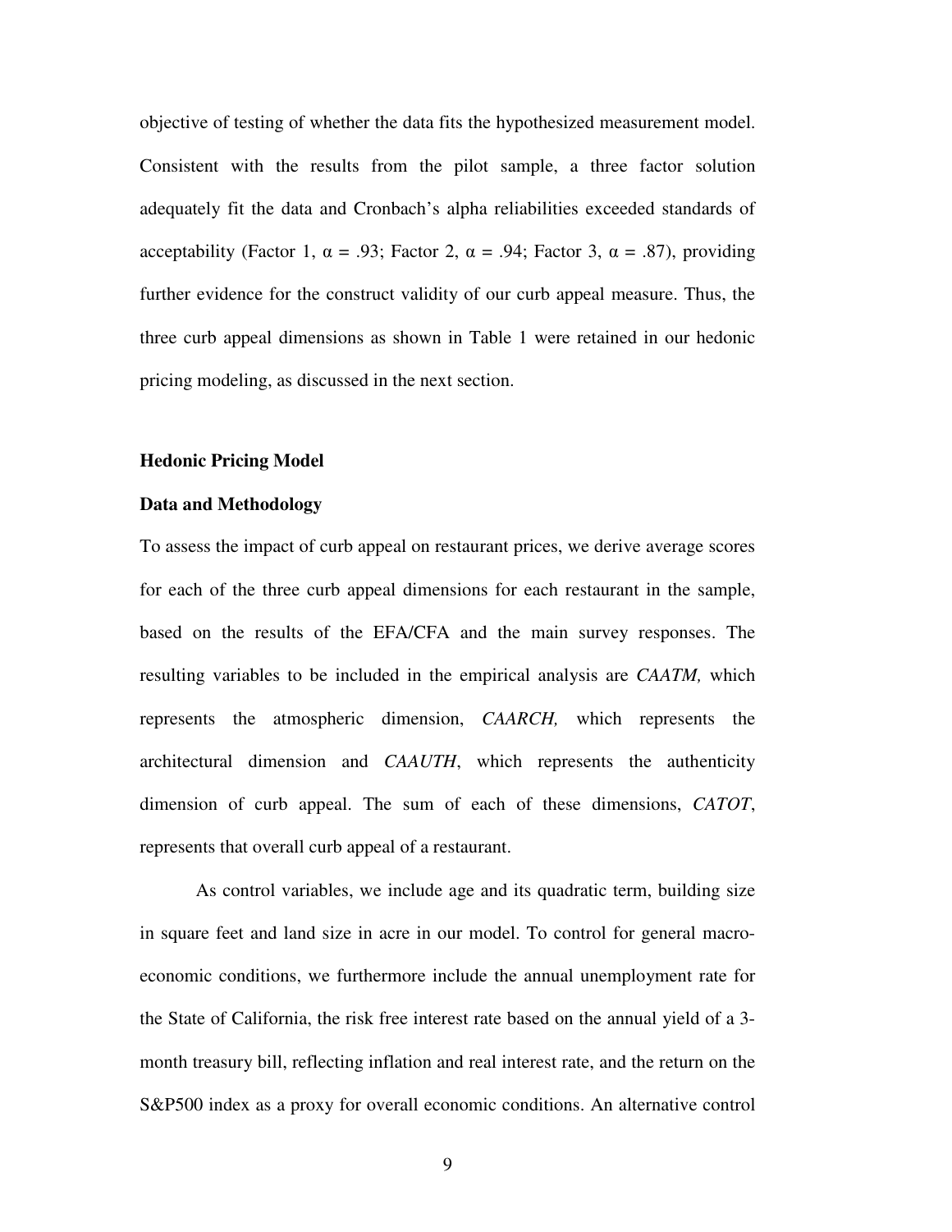objective of testing of whether the data fits the hypothesized measurement model. Consistent with the results from the pilot sample, a three factor solution adequately fit the data and Cronbach's alpha reliabilities exceeded standards of acceptability (Factor 1, $\alpha = .93$; Factor 2, $\alpha = .94$; Factor 3, $\alpha = .87$), providing further evidence for the construct validity of our curb appeal measure. Thus, the three curb appeal dimensions as shown in Table 1 were retained in our hedonic pricing modeling, as discussed in the next section.

## Hedonic Pricing Model

### Data and Methodology

To assess the impact of curb appeal on restaurant prices, we derive average scores for each of the three curb appeal dimensions for each restaurant in the sample, based on the results of the EFA/CFA and the main survey responses. The resulting variables to be included in the empirical analysis are *CAATM,* which represents the atmospheric dimension, *CAARCH,* which represents the architectural dimension and *CAAUTH*, which represents the authenticity dimension of curb appeal. The sum of each of these dimensions, *CATOT*, represents that overall curb appeal of a restaurant.

As control variables, we include age and its quadratic term, building size in square feet and land size in acre in our model. To control for general macro-economic conditions, we furthermore include the annual unemployment rate for the State of California, the risk free interest rate based on the annual yield of a 3-month treasury bill, reflecting inflation and real interest rate, and the return on the S&P500 index as a proxy for overall economic conditions. An alternative control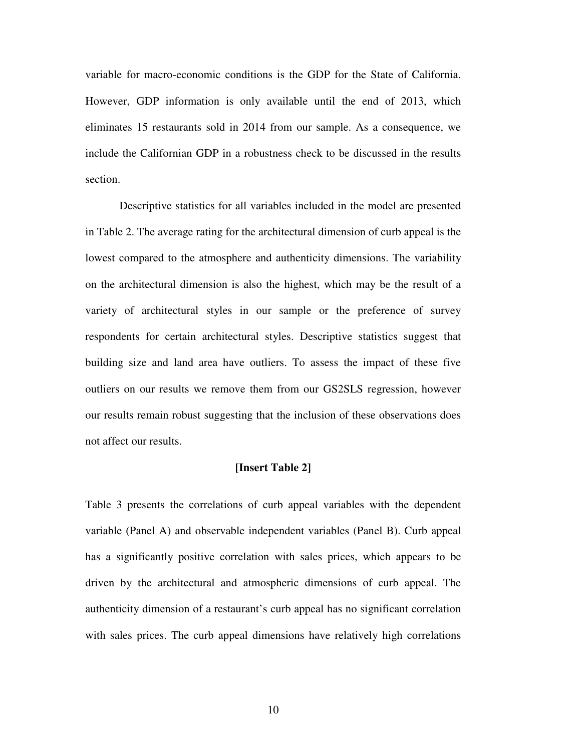variable for macro-economic conditions is the GDP for the State of California. However, GDP information is only available until the end of 2013, which eliminates 15 restaurants sold in 2014 from our sample. As a consequence, we include the Californian GDP in a robustness check to be discussed in the results section.

Descriptive statistics for all variables included in the model are presented in Table 2. The average rating for the architectural dimension of curb appeal is the lowest compared to the atmosphere and authenticity dimensions. The variability on the architectural dimension is also the highest, which may be the result of a variety of architectural styles in our sample or the preference of survey respondents for certain architectural styles. Descriptive statistics suggest that building size and land area have outliers. To assess the impact of these five outliers on our results we remove them from our GS2SLS regression, however our results remain robust suggesting that the inclusion of these observations does not affect our results.

**[Insert Table 2]**

Table 3 presents the correlations of curb appeal variables with the dependent variable (Panel A) and observable independent variables (Panel B). Curb appeal has a significantly positive correlation with sales prices, which appears to be driven by the architectural and atmospheric dimensions of curb appeal. The authenticity dimension of a restaurant's curb appeal has no significant correlation with sales prices. The curb appeal dimensions have relatively high correlations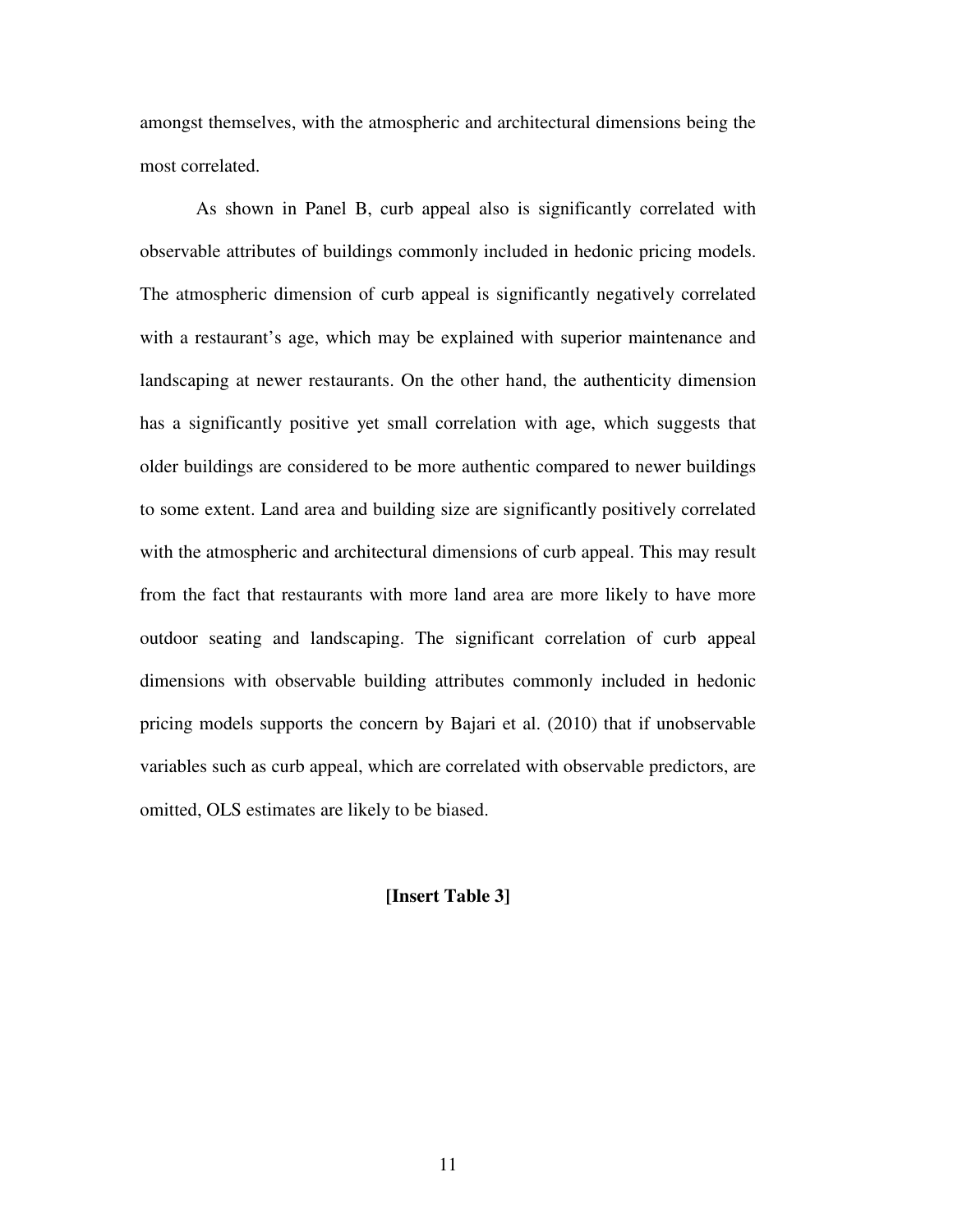amongst themselves, with the atmospheric and architectural dimensions being the most correlated.

As shown in Panel B, curb appeal also is significantly correlated with observable attributes of buildings commonly included in hedonic pricing models. The atmospheric dimension of curb appeal is significantly negatively correlated with a restaurant's age, which may be explained with superior maintenance and landscaping at newer restaurants. On the other hand, the authenticity dimension has a significantly positive yet small correlation with age, which suggests that older buildings are considered to be more authentic compared to newer buildings to some extent. Land area and building size are significantly positively correlated with the atmospheric and architectural dimensions of curb appeal. This may result from the fact that restaurants with more land area are more likely to have more outdoor seating and landscaping. The significant correlation of curb appeal dimensions with observable building attributes commonly included in hedonic pricing models supports the concern by Bajari et al. (2010) that if unobservable variables such as curb appeal, which are correlated with observable predictors, are omitted, OLS estimates are likely to be biased.

**[Insert Table 3]**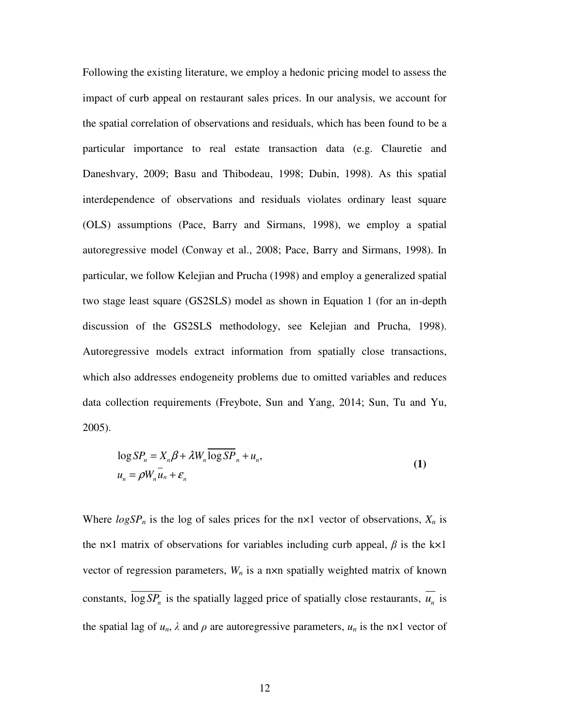Following the existing literature, we employ a hedonic pricing model to assess the impact of curb appeal on restaurant sales prices. In our analysis, we account for the spatial correlation of observations and residuals, which has been found to be a particular importance to real estate transaction data (e.g. Clauretie and Daneshvary, 2009; Basu and Thibodeau, 1998; Dubin, 1998). As this spatial interdependence of observations and residuals violates ordinary least square (OLS) assumptions (Pace, Barry and Sirmans, 1998), we employ a spatial autoregressive model (Conway et al., 2008; Pace, Barry and Sirmans, 1998). In particular, we follow Kelejian and Prucha (1998) and employ a generalized spatial two stage least square (GS2SLS) model as shown in Equation 1 (for an in-depth discussion of the GS2SLS methodology, see Kelejian and Prucha, 1998). Autoregressive models extract information from spatially close transactions, which also addresses endogeneity problems due to omitted variables and reduces data collection requirements (Freybote, Sun and Yang, 2014; Sun, Tu and Yu, 2005).

$$
\begin{aligned}
&\log SP_n = X_n\beta + \lambda W_n \overline{\log SP}_n + u_n, \\
&u_n = \rho W_n \overline{u}_n + \varepsilon_n
\end{aligned}
\qquad \textbf{(1)}
$$

Where $logSP_n$ is the log of sales prices for the n×1 vector of observations, $X_n$ is the n×1 matrix of observations for variables including curb appeal, $\beta$ is the k×1 vector of regression parameters, $W_n$ is a n×n spatially weighted matrix of known constants, $\overline{\log SP_n}$ is the spatially lagged price of spatially close restaurants, $\overline{u_n}$ is the spatial lag of $u_n$, $\lambda$ and $\rho$ are autoregressive parameters, $u_n$ is the n×1 vector of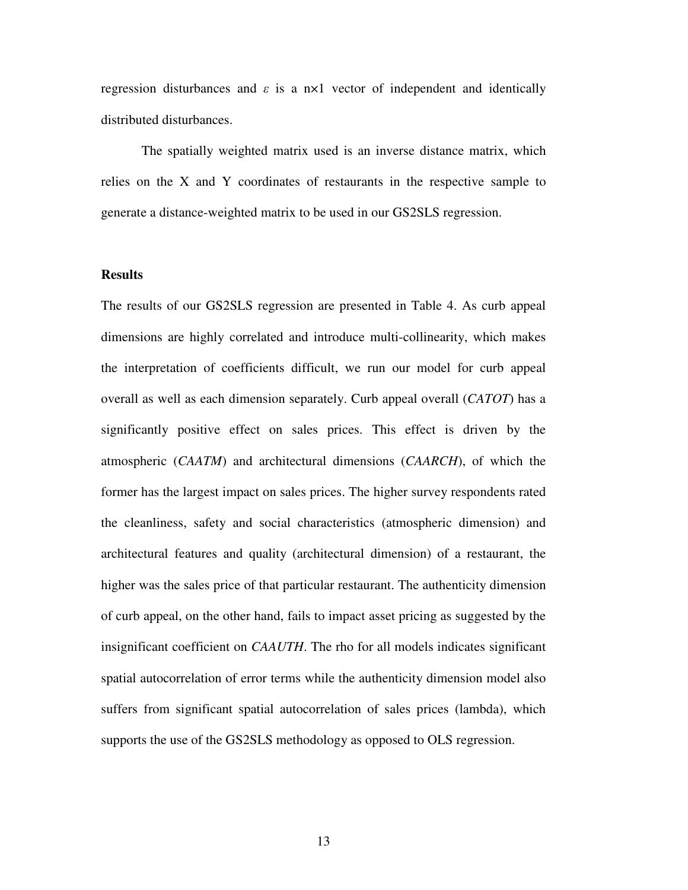regression disturbances and $\varepsilon$ is a n×1 vector of independent and identically distributed disturbances.

The spatially weighted matrix used is an inverse distance matrix, which relies on the X and Y coordinates of restaurants in the respective sample to generate a distance-weighted matrix to be used in our GS2SLS regression.

## Results

The results of our GS2SLS regression are presented in Table 4. As curb appeal dimensions are highly correlated and introduce multi-collinearity, which makes the interpretation of coefficients difficult, we run our model for curb appeal overall as well as each dimension separately. Curb appeal overall (*CATOT*) has a significantly positive effect on sales prices. This effect is driven by the atmospheric (*CAATM*) and architectural dimensions (*CAARCH*), of which the former has the largest impact on sales prices. The higher survey respondents rated the cleanliness, safety and social characteristics (atmospheric dimension) and architectural features and quality (architectural dimension) of a restaurant, the higher was the sales price of that particular restaurant. The authenticity dimension of curb appeal, on the other hand, fails to impact asset pricing as suggested by the insignificant coefficient on *CAAUTH*. The rho for all models indicates significant spatial autocorrelation of error terms while the authenticity dimension model also suffers from significant spatial autocorrelation of sales prices (lambda), which supports the use of the GS2SLS methodology as opposed to OLS regression.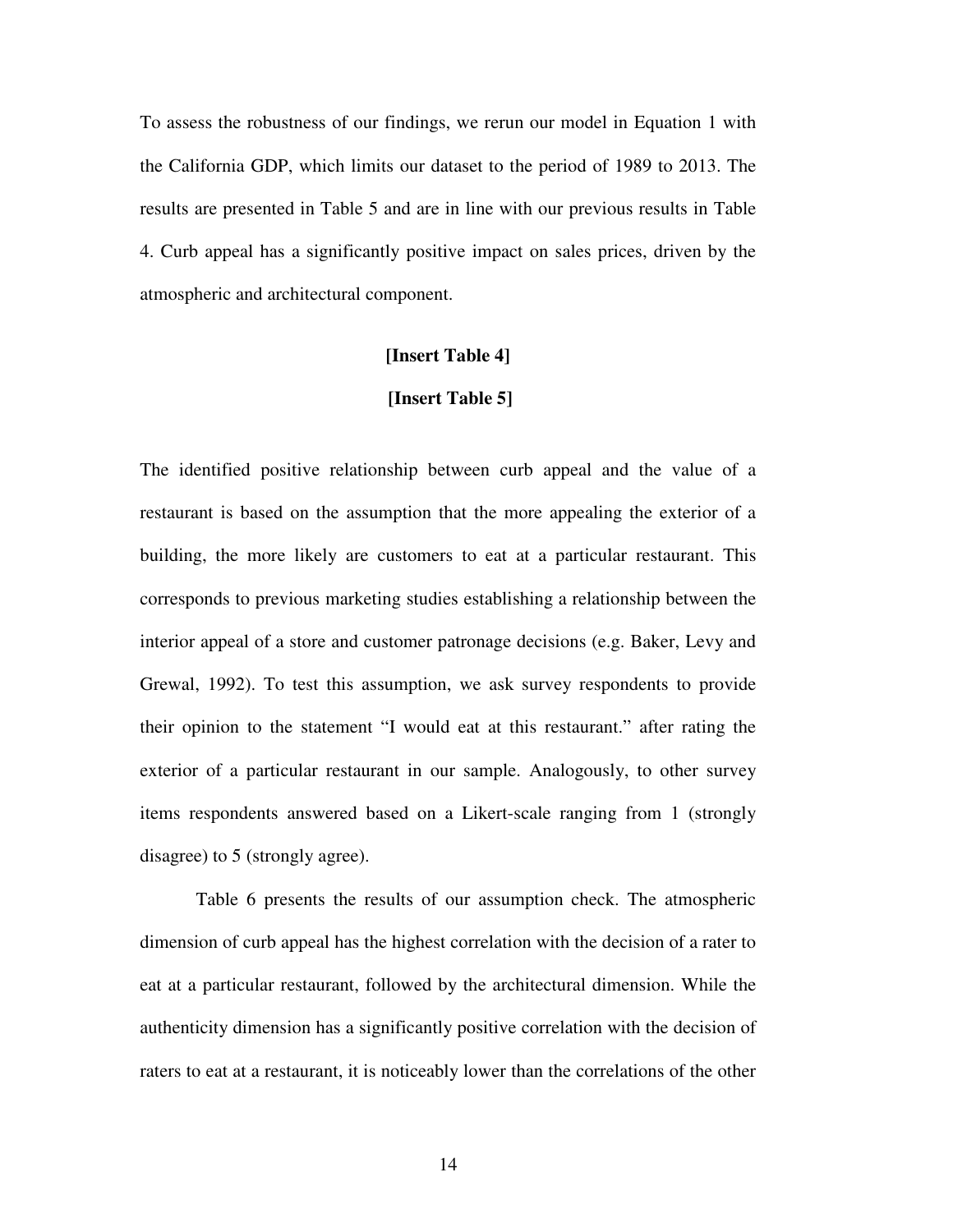To assess the robustness of our findings, we rerun our model in Equation 1 with the California GDP, which limits our dataset to the period of 1989 to 2013. The results are presented in Table 5 and are in line with our previous results in Table 4. Curb appeal has a significantly positive impact on sales prices, driven by the atmospheric and architectural component.

**[Insert Table 4]**

**[Insert Table 5]**

The identified positive relationship between curb appeal and the value of a restaurant is based on the assumption that the more appealing the exterior of a building, the more likely are customers to eat at a particular restaurant. This corresponds to previous marketing studies establishing a relationship between the interior appeal of a store and customer patronage decisions (e.g. Baker, Levy and Grewal, 1992). To test this assumption, we ask survey respondents to provide their opinion to the statement "I would eat at this restaurant." after rating the exterior of a particular restaurant in our sample. Analogously, to other survey items respondents answered based on a Likert-scale ranging from 1 (strongly disagree) to 5 (strongly agree).

Table 6 presents the results of our assumption check. The atmospheric dimension of curb appeal has the highest correlation with the decision of a rater to eat at a particular restaurant, followed by the architectural dimension. While the authenticity dimension has a significantly positive correlation with the decision of raters to eat at a restaurant, it is noticeably lower than the correlations of the other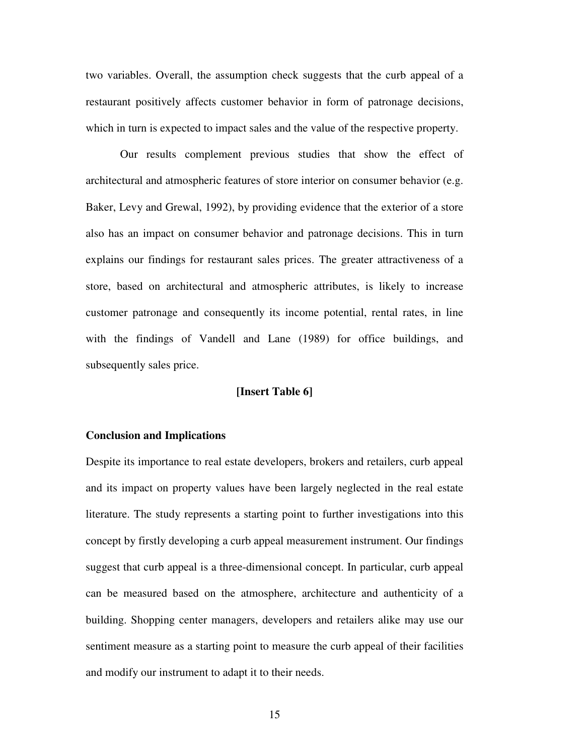two variables. Overall, the assumption check suggests that the curb appeal of a restaurant positively affects customer behavior in form of patronage decisions, which in turn is expected to impact sales and the value of the respective property.

Our results complement previous studies that show the effect of architectural and atmospheric features of store interior on consumer behavior (e.g. Baker, Levy and Grewal, 1992), by providing evidence that the exterior of a store also has an impact on consumer behavior and patronage decisions. This in turn explains our findings for restaurant sales prices. The greater attractiveness of a store, based on architectural and atmospheric attributes, is likely to increase customer patronage and consequently its income potential, rental rates, in line with the findings of Vandell and Lane (1989) for office buildings, and subsequently sales price.

**[Insert Table 6]**

## Conclusion and Implications

Despite its importance to real estate developers, brokers and retailers, curb appeal and its impact on property values have been largely neglected in the real estate literature. The study represents a starting point to further investigations into this concept by firstly developing a curb appeal measurement instrument. Our findings suggest that curb appeal is a three-dimensional concept. In particular, curb appeal can be measured based on the atmosphere, architecture and authenticity of a building. Shopping center managers, developers and retailers alike may use our sentiment measure as a starting point to measure the curb appeal of their facilities and modify our instrument to adapt it to their needs.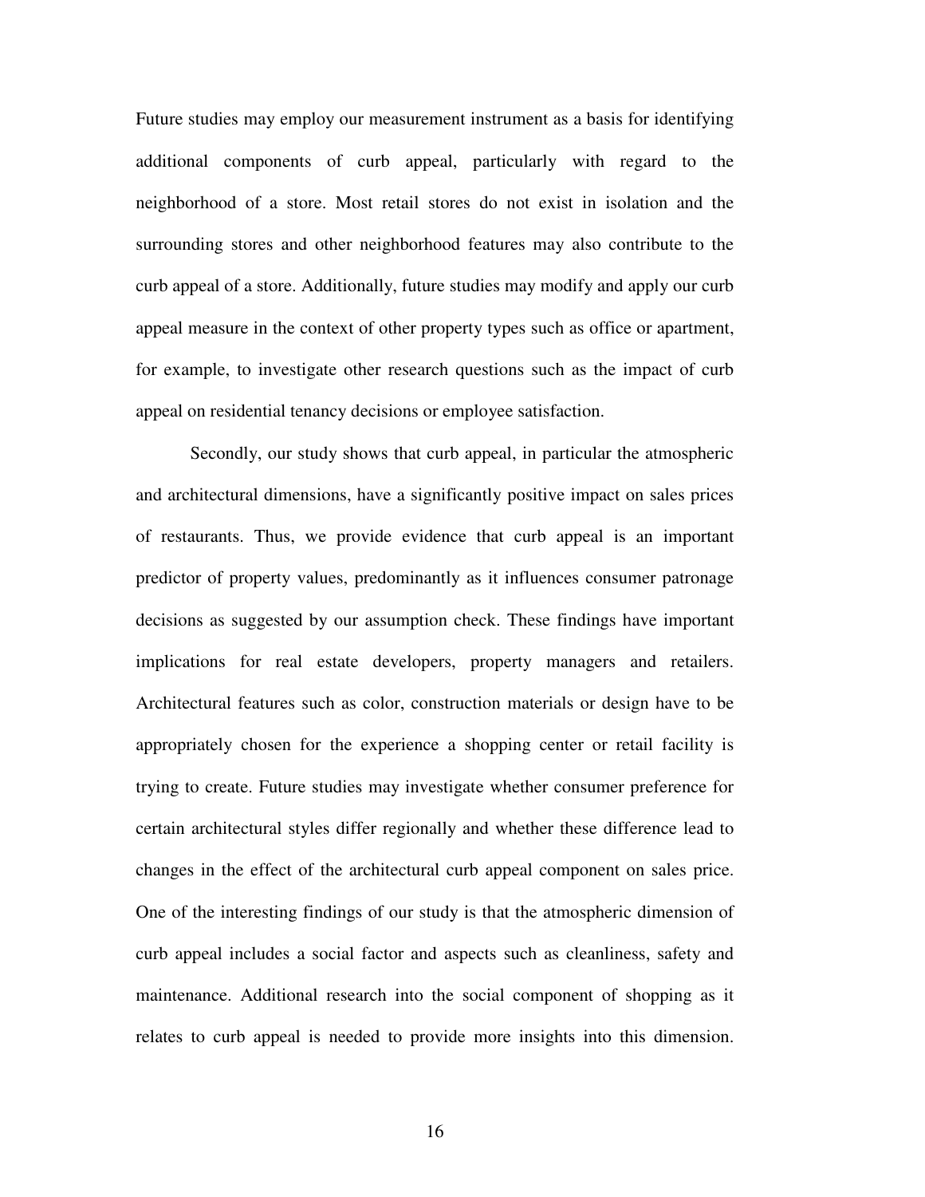Future studies may employ our measurement instrument as a basis for identifying additional components of curb appeal, particularly with regard to the neighborhood of a store. Most retail stores do not exist in isolation and the surrounding stores and other neighborhood features may also contribute to the curb appeal of a store. Additionally, future studies may modify and apply our curb appeal measure in the context of other property types such as office or apartment, for example, to investigate other research questions such as the impact of curb appeal on residential tenancy decisions or employee satisfaction.

Secondly, our study shows that curb appeal, in particular the atmospheric and architectural dimensions, have a significantly positive impact on sales prices of restaurants. Thus, we provide evidence that curb appeal is an important predictor of property values, predominantly as it influences consumer patronage decisions as suggested by our assumption check. These findings have important implications for real estate developers, property managers and retailers. Architectural features such as color, construction materials or design have to be appropriately chosen for the experience a shopping center or retail facility is trying to create. Future studies may investigate whether consumer preference for certain architectural styles differ regionally and whether these difference lead to changes in the effect of the architectural curb appeal component on sales price. One of the interesting findings of our study is that the atmospheric dimension of curb appeal includes a social factor and aspects such as cleanliness, safety and maintenance. Additional research into the social component of shopping as it relates to curb appeal is needed to provide more insights into this dimension.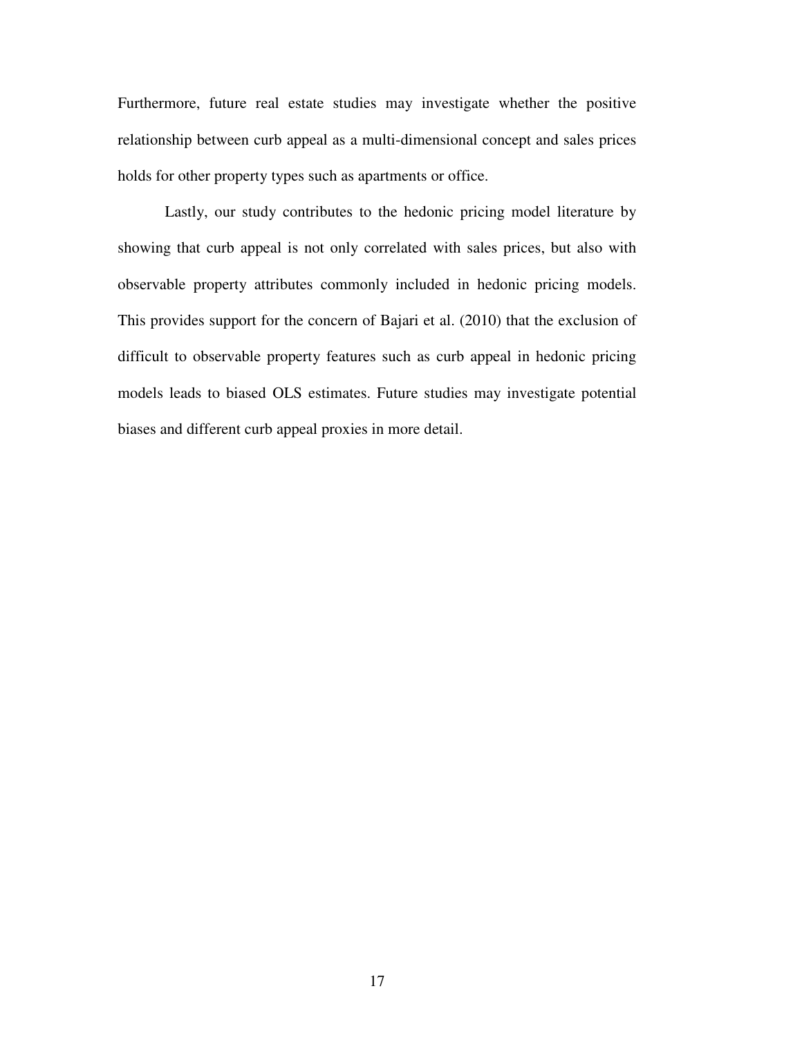Furthermore, future real estate studies may investigate whether the positive relationship between curb appeal as a multi-dimensional concept and sales prices holds for other property types such as apartments or office.

Lastly, our study contributes to the hedonic pricing model literature by showing that curb appeal is not only correlated with sales prices, but also with observable property attributes commonly included in hedonic pricing models. This provides support for the concern of Bajari et al. (2010) that the exclusion of difficult to observable property features such as curb appeal in hedonic pricing models leads to biased OLS estimates. Future studies may investigate potential biases and different curb appeal proxies in more detail.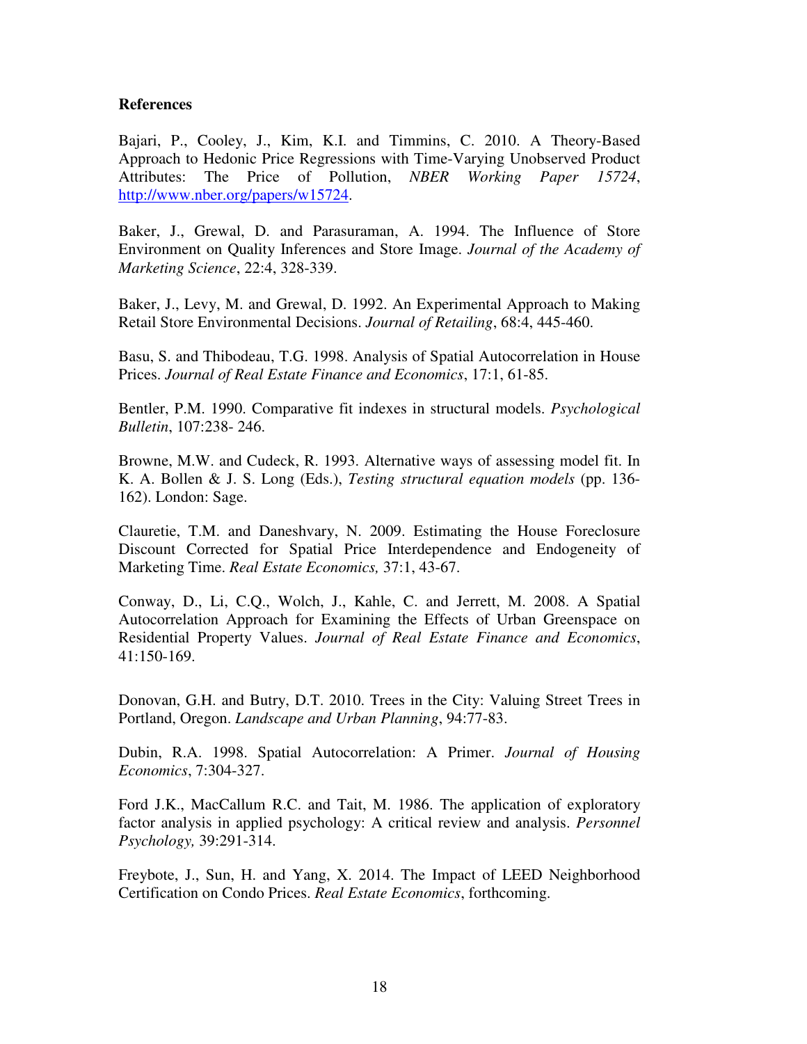**References**

Bajari, P., Cooley, J., Kim, K.I. and Timmins, C. 2010. A Theory-Based Approach to Hedonic Price Regressions with Time-Varying Unobserved Product Attributes: The Price of Pollution, *NBER Working Paper 15724*, http://www.nber.org/papers/w15724.

Baker, J., Grewal, D. and Parasuraman, A. 1994. The Influence of Store Environment on Quality Inferences and Store Image. *Journal of the Academy of Marketing Science*, 22:4, 328-339.

Baker, J., Levy, M. and Grewal, D. 1992. An Experimental Approach to Making Retail Store Environmental Decisions. *Journal of Retailing*, 68:4, 445-460.

Basu, S. and Thibodeau, T.G. 1998. Analysis of Spatial Autocorrelation in House Prices. *Journal of Real Estate Finance and Economics*, 17:1, 61-85.

Bentler, P.M. 1990. Comparative fit indexes in structural models. *Psychological Bulletin*, 107:238- 246.

Browne, M.W. and Cudeck, R. 1993. Alternative ways of assessing model fit. In K. A. Bollen & J. S. Long (Eds.), *Testing structural equation models* (pp. 136-162). London: Sage.

Clauretie, T.M. and Daneshvary, N. 2009. Estimating the House Foreclosure Discount Corrected for Spatial Price Interdependence and Endogeneity of Marketing Time. *Real Estate Economics,* 37:1, 43-67.

Conway, D., Li, C.Q., Wolch, J., Kahle, C. and Jerrett, M. 2008. A Spatial Autocorrelation Approach for Examining the Effects of Urban Greenspace on Residential Property Values. *Journal of Real Estate Finance and Economics*, 41:150-169.

Donovan, G.H. and Butry, D.T. 2010. Trees in the City: Valuing Street Trees in Portland, Oregon. *Landscape and Urban Planning*, 94:77-83.

Dubin, R.A. 1998. Spatial Autocorrelation: A Primer. *Journal of Housing Economics*, 7:304-327.

Ford J.K., MacCallum R.C. and Tait, M. 1986. The application of exploratory factor analysis in applied psychology: A critical review and analysis. *Personnel Psychology,* 39:291-314.

Freybote, J., Sun, H. and Yang, X. 2014. The Impact of LEED Neighborhood Certification on Condo Prices. *Real Estate Economics*, forthcoming.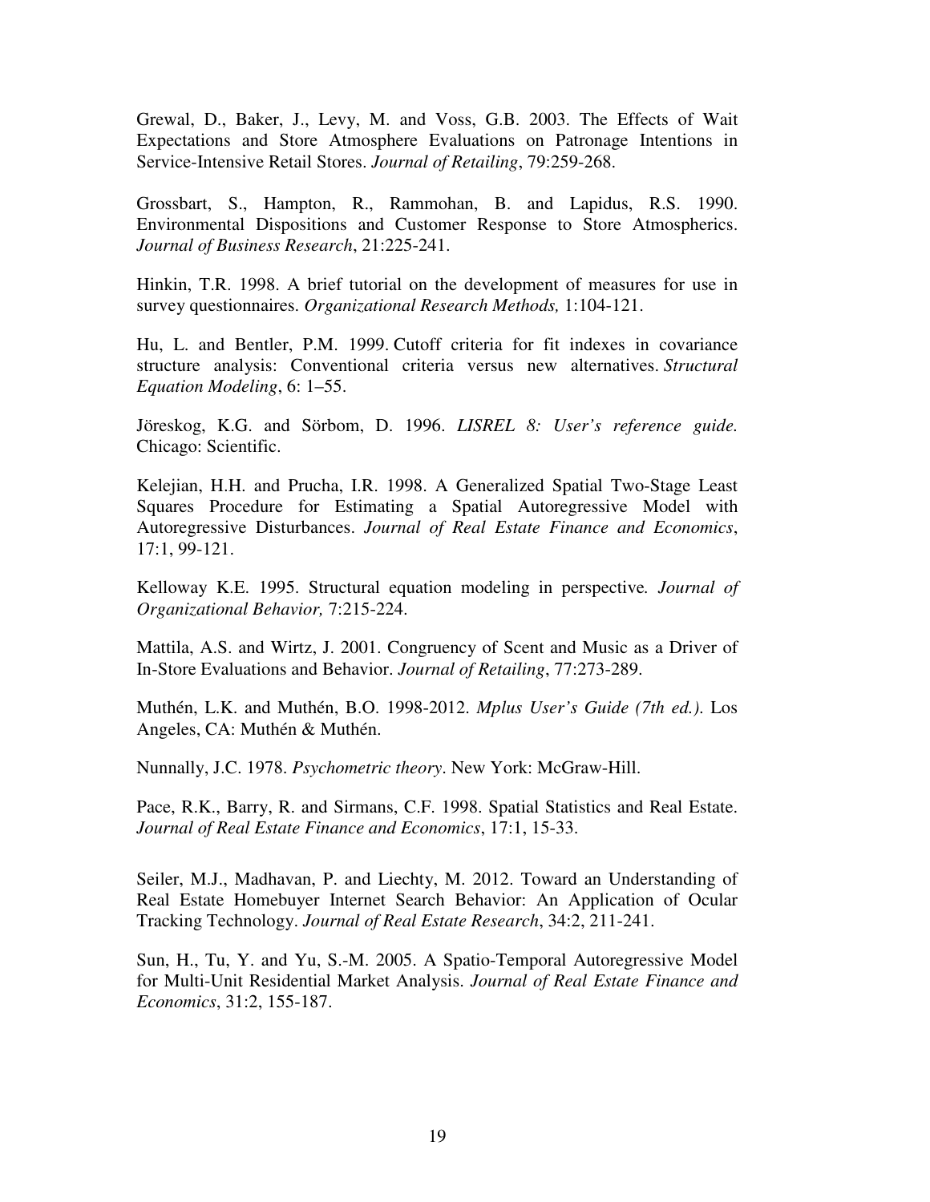Grewal, D., Baker, J., Levy, M. and Voss, G.B. 2003. The Effects of Wait Expectations and Store Atmosphere Evaluations on Patronage Intentions in Service-Intensive Retail Stores. *Journal of Retailing*, 79:259-268.

Grossbart, S., Hampton, R., Rammohan, B. and Lapidus, R.S. 1990. Environmental Dispositions and Customer Response to Store Atmospherics. *Journal of Business Research*, 21:225-241.

Hinkin, T.R. 1998. A brief tutorial on the development of measures for use in survey questionnaires. *Organizational Research Methods,* 1:104-121.

Hu, L. and Bentler, P.M. 1999. Cutoff criteria for fit indexes in covariance structure analysis: Conventional criteria versus new alternatives. *Structural Equation Modeling*, 6: 1–55.

Jöreskog, K.G. and Sörbom, D. 1996. *LISREL 8: User's reference guide.* Chicago: Scientific.

Kelejian, H.H. and Prucha, I.R. 1998. A Generalized Spatial Two-Stage Least Squares Procedure for Estimating a Spatial Autoregressive Model with Autoregressive Disturbances. *Journal of Real Estate Finance and Economics*, 17:1, 99-121.

Kelloway K.E. 1995. Structural equation modeling in perspective*. Journal of Organizational Behavior,* 7:215-224.

Mattila, A.S. and Wirtz, J. 2001. Congruency of Scent and Music as a Driver of In-Store Evaluations and Behavior. *Journal of Retailing*, 77:273-289.

Muthén, L.K. and Muthén, B.O. 1998-2012. *Mplus User's Guide (7th ed.).* Los Angeles, CA: Muthén & Muthén.

Nunnally, J.C. 1978. *Psychometric theory*. New York: McGraw-Hill.

Pace, R.K., Barry, R. and Sirmans, C.F. 1998. Spatial Statistics and Real Estate. *Journal of Real Estate Finance and Economics*, 17:1, 15-33.

Seiler, M.J., Madhavan, P. and Liechty, M. 2012. Toward an Understanding of Real Estate Homebuyer Internet Search Behavior: An Application of Ocular Tracking Technology. *Journal of Real Estate Research*, 34:2, 211-241.

Sun, H., Tu, Y. and Yu, S.-M. 2005. A Spatio-Temporal Autoregressive Model for Multi-Unit Residential Market Analysis. *Journal of Real Estate Finance and Economics*, 31:2, 155-187.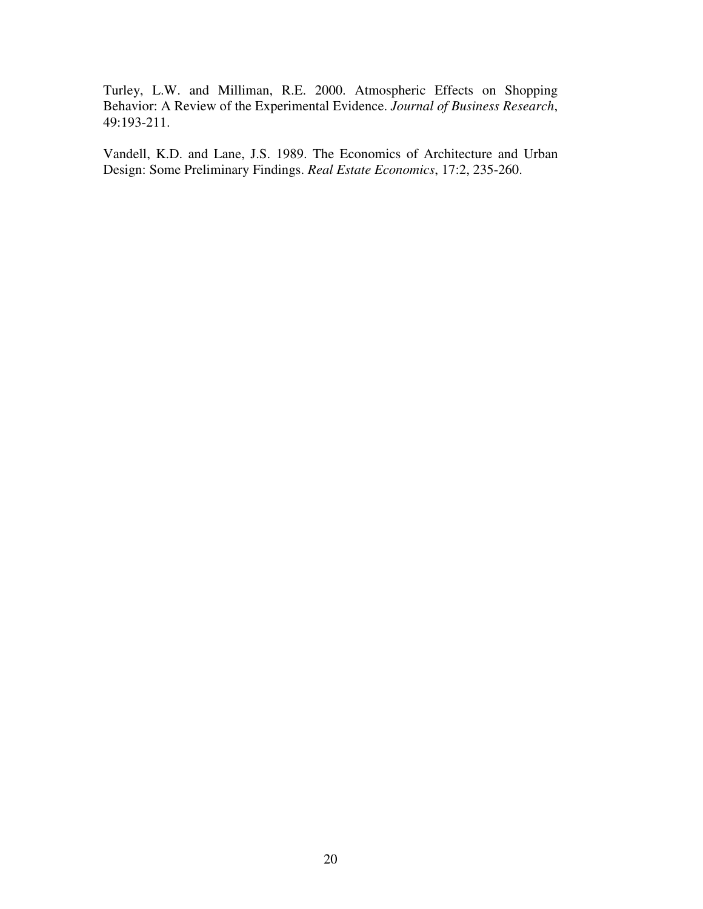Turley, L.W. and Milliman, R.E. 2000. Atmospheric Effects on Shopping Behavior: A Review of the Experimental Evidence. *Journal of Business Research*, 49:193-211.

Vandell, K.D. and Lane, J.S. 1989. The Economics of Architecture and Urban Design: Some Preliminary Findings. *Real Estate Economics*, 17:2, 235-260.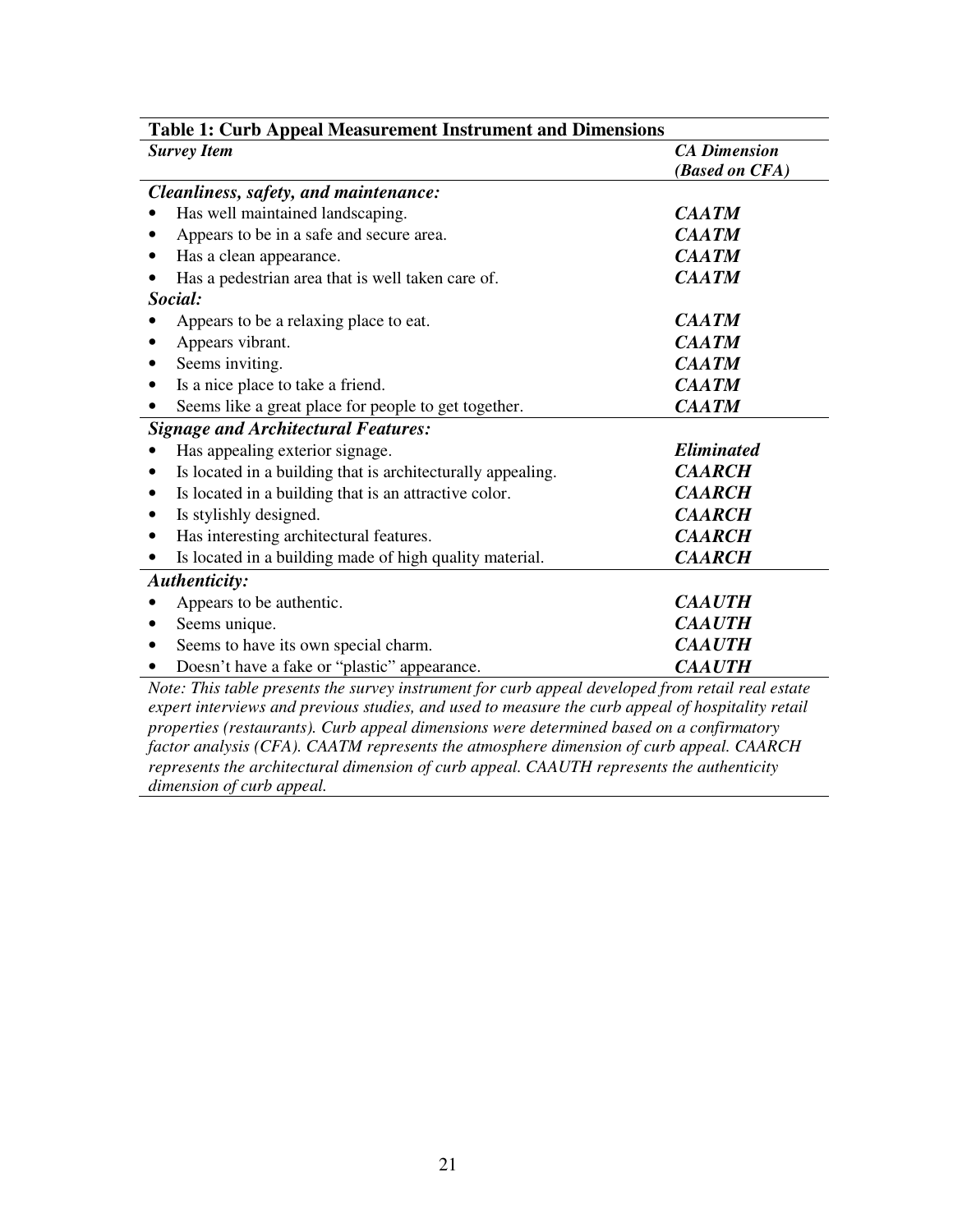**Table 1: Curb Appeal Measurement Instrument and Dimensions**

| ***Survey Item*** | ***CA Dimension (Based on CFA)*** |
|---|---|
| ***Cleanliness, safety, and maintenance:*** | |
| • Has well maintained landscaping. | ***CAATM*** |
| • Appears to be in a safe and secure area. | ***CAATM*** |
| • Has a clean appearance. | ***CAATM*** |
| • Has a pedestrian area that is well taken care of. | ***CAATM*** |
| ***Social:*** | |
| • Appears to be a relaxing place to eat. | ***CAATM*** |
| • Appears vibrant. | ***CAATM*** |
| • Seems inviting. | ***CAATM*** |
| • Is a nice place to take a friend. | ***CAATM*** |
| • Seems like a great place for people to get together. | ***CAATM*** |
| ***Signage and Architectural Features:*** | |
| • Has appealing exterior signage. | ***Eliminated*** |
| • Is located in a building that is architecturally appealing. | ***CAARCH*** |
| • Is located in a building that is an attractive color. | ***CAARCH*** |
| • Is stylishly designed. | ***CAARCH*** |
| • Has interesting architectural features. | ***CAARCH*** |
| • Is located in a building made of high quality material. | ***CAARCH*** |
| ***Authenticity:*** | |
| • Appears to be authentic. | ***CAAUTH*** |
| • Seems unique. | ***CAAUTH*** |
| • Seems to have its own special charm. | ***CAAUTH*** |
| • Doesn't have a fake or "plastic" appearance. | ***CAAUTH*** |

*Note: This table presents the survey instrument for curb appeal developed from retail real estate expert interviews and previous studies, and used to measure the curb appeal of hospitality retail properties (restaurants). Curb appeal dimensions were determined based on a confirmatory factor analysis (CFA). CAATM represents the atmosphere dimension of curb appeal. CAARCH represents the architectural dimension of curb appeal. CAAUTH represents the authenticity dimension of curb appeal.*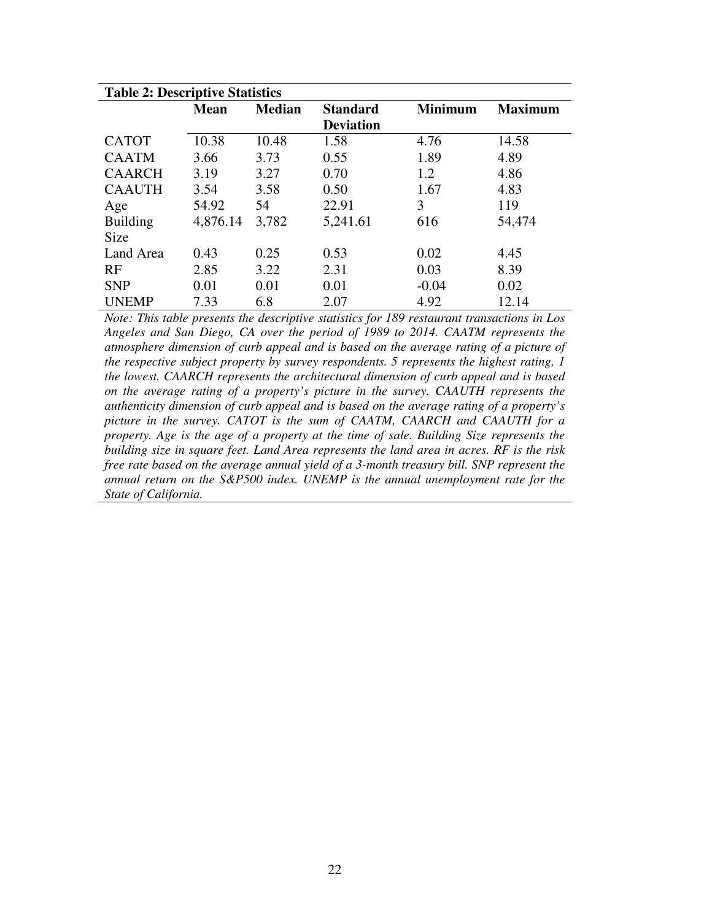**Table 2: Descriptive Statistics**

| | Mean | Median | Standard Deviation | Minimum | Maximum |
|---|---|---|---|---|---|
| CATOT | 10.38 | 10.48 | 1.58 | 4.76 | 14.58 |
| CAATM | 3.66 | 3.73 | 0.55 | 1.89 | 4.89 |
| CAARCH | 3.19 | 3.27 | 0.70 | 1.2 | 4.86 |
| CAAUTH | 3.54 | 3.58 | 0.50 | 1.67 | 4.83 |
| Age | 54.92 | 54 | 22.91 | 3 | 119 |
| Building Size | 4,876.14 | 3,782 | 5,241.61 | 616 | 54,474 |
| Land Area | 0.43 | 0.25 | 0.53 | 0.02 | 4.45 |
| RF | 2.85 | 3.22 | 2.31 | 0.03 | 8.39 |
| SNP | 0.01 | 0.01 | 0.01 | -0.04 | 0.02 |
| UNEMP | 7.33 | 6.8 | 2.07 | 4.92 | 12.14 |

*Note: This table presents the descriptive statistics for 189 restaurant transactions in Los Angeles and San Diego, CA over the period of 1989 to 2014. CAATM represents the atmosphere dimension of curb appeal and is based on the average rating of a picture of the respective subject property by survey respondents. 5 represents the highest rating, 1 the lowest. CAARCH represents the architectural dimension of curb appeal and is based on the average rating of a property's picture in the survey. CAAUTH represents the authenticity dimension of curb appeal and is based on the average rating of a property's picture in the survey. CATOT is the sum of CAATM, CAARCH and CAAUTH for a property. Age is the age of a property at the time of sale. Building Size represents the building size in square feet. Land Area represents the land area in acres. RF is the risk free rate based on the average annual yield of a 3-month treasury bill. SNP represent the annual return on the S&P500 index. UNEMP is the annual unemployment rate for the State of California.*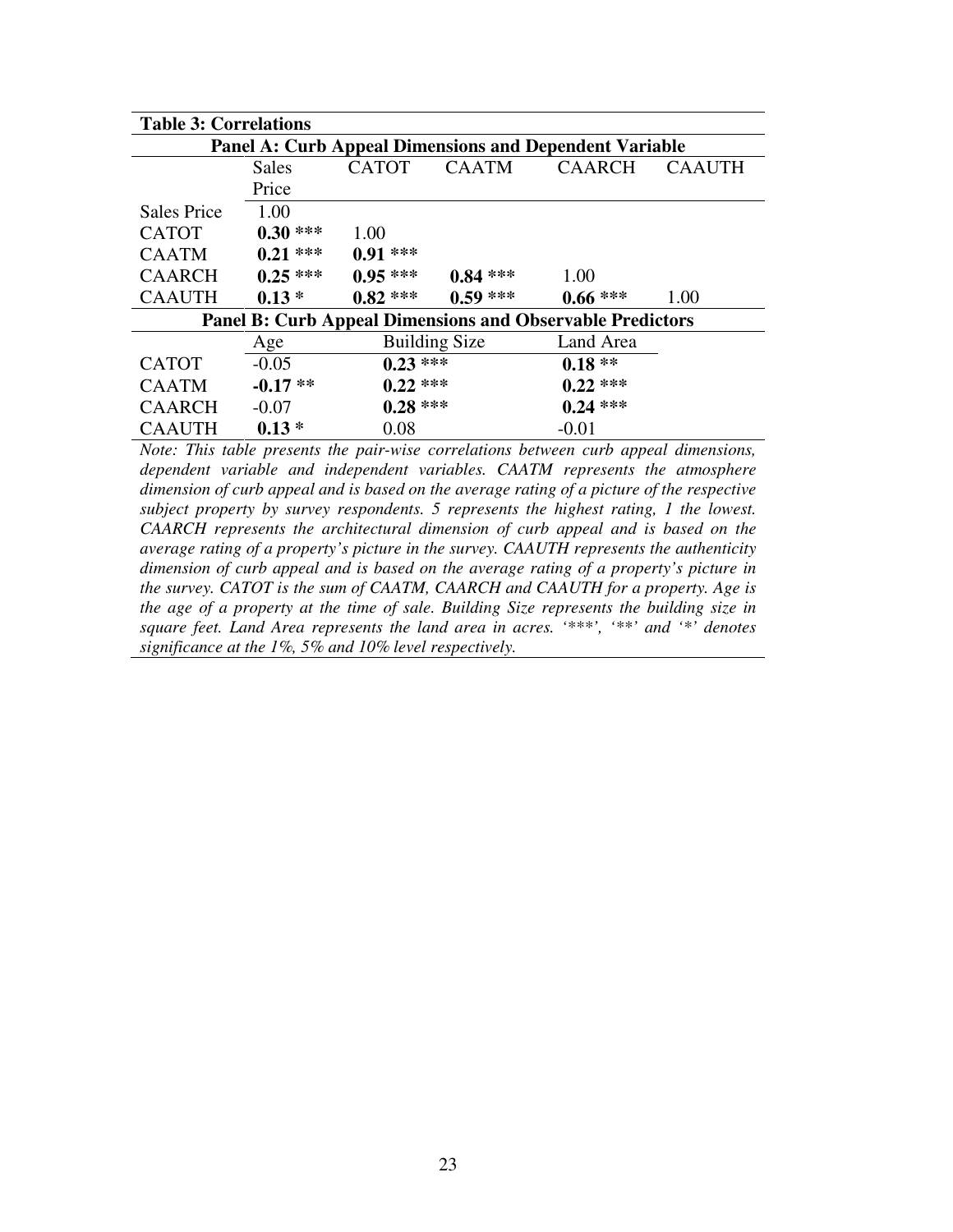**Table 3: Correlations**

| **Panel A: Curb Appeal Dimensions and Dependent Variable** | | | | | |
|---|---|---|---|---|---|
| | Sales Price | CATOT | CAATM | CAARCH | CAAUTH |
| Sales Price | 1.00 | | | | |
| CATOT | **0.30 \*\*\*** | 1.00 | | | |
| CAATM | **0.21 \*\*\*** | **0.91 \*\*\*** | | | |
| CAARCH | **0.25 \*\*\*** | **0.95 \*\*\*** | **0.84 \*\*\*** | 1.00 | |
| CAAUTH | **0.13 \*** | **0.82 \*\*\*** | **0.59 \*\*\*** | **0.66 \*\*\*** | 1.00 |

| **Panel B: Curb Appeal Dimensions and Observable Predictors** | | | |
|---|---|---|---|
| | Age | Building Size | Land Area |
| CATOT | -0.05 | **0.23 \*\*\*** | **0.18 \*\*** |
| CAATM | **-0.17 \*\*** | **0.22 \*\*\*** | **0.22 \*\*\*** |
| CAARCH | -0.07 | **0.28 \*\*\*** | **0.24 \*\*\*** |
| CAAUTH | **0.13 \*** | 0.08 | -0.01 |

*Note: This table presents the pair-wise correlations between curb appeal dimensions, dependent variable and independent variables. CAATM represents the atmosphere dimension of curb appeal and is based on the average rating of a picture of the respective subject property by survey respondents. 5 represents the highest rating, 1 the lowest. CAARCH represents the architectural dimension of curb appeal and is based on the average rating of a property's picture in the survey. CAAUTH represents the authenticity dimension of curb appeal and is based on the average rating of a property's picture in the survey. CATOT is the sum of CAATM, CAARCH and CAAUTH for a property. Age is the age of a property at the time of sale. Building Size represents the building size in square feet. Land Area represents the land area in acres. '\*\*\*', '\*\*' and '\*' denotes significance at the 1%, 5% and 10% level respectively.*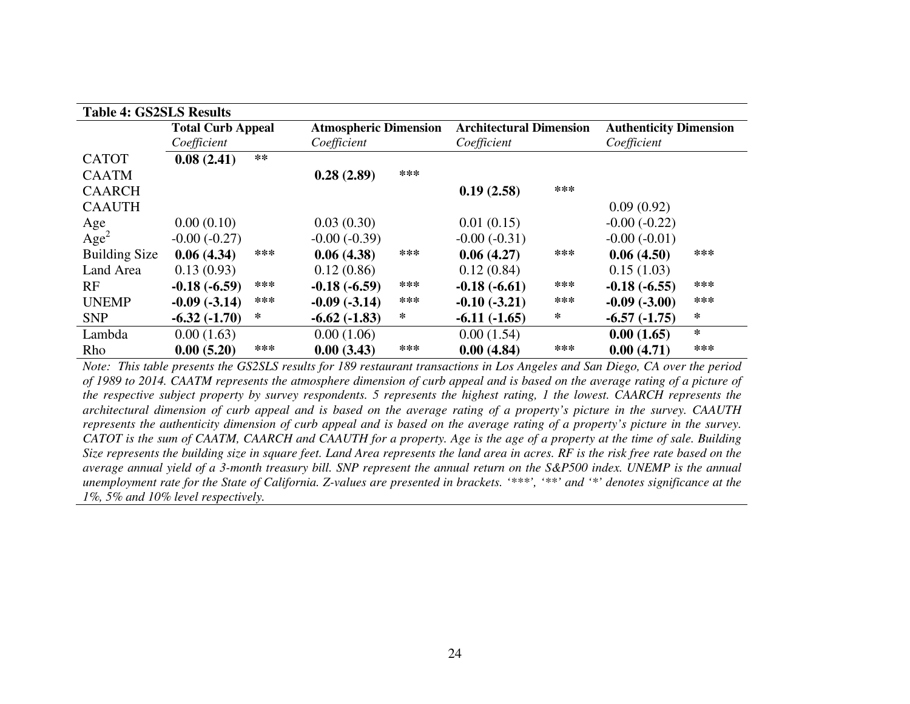**Table 4: GS2SLS Results**

| | Total Curb Appeal | | Atmospheric Dimension | | Architectural Dimension | | Authenticity Dimension | |
|---|---|---|---|---|---|---|---|---|
| | *Coefficient* | | *Coefficient* | | *Coefficient* | | *Coefficient* | |
| CATOT | **0.08 (2.41)** | ** | | | | | | |
| CAATM | | | **0.28 (2.89)** | *** | | | | |
| CAARCH | | | | | **0.19 (2.58)** | *** | | |
| CAAUTH | | | | | | | 0.09 (0.92) | |
| Age | 0.00 (0.10) | | 0.03 (0.30) | | 0.01 (0.15) | | -0.00 (-0.22) | |
| $Age^2$ | -0.00 (-0.27) | | -0.00 (-0.39) | | -0.00 (-0.31) | | -0.00 (-0.01) | |
| Building Size | **0.06 (4.34)** | *** | **0.06 (4.38)** | *** | **0.06 (4.27)** | *** | **0.06 (4.50)** | *** |
| Land Area | 0.13 (0.93) | | 0.12 (0.86) | | 0.12 (0.84) | | 0.15 (1.03) | |
| RF | **-0.18 (-6.59)** | *** | **-0.18 (-6.59)** | *** | **-0.18 (-6.61)** | *** | **-0.18 (-6.55)** | *** |
| UNEMP | **-0.09 (-3.14)** | *** | **-0.09 (-3.14)** | *** | **-0.10 (-3.21)** | *** | **-0.09 (-3.00)** | *** |
| SNP | **-6.32 (-1.70)** | * | **-6.62 (-1.83)** | * | **-6.11 (-1.65)** | * | **-6.57 (-1.75)** | * |
| Lambda | 0.00 (1.63) | | 0.00 (1.06) | | 0.00 (1.54) | | **0.00 (1.65)** | * |
| Rho | **0.00 (5.20)** | *** | **0.00 (3.43)** | *** | **0.00 (4.84)** | *** | **0.00 (4.71)** | *** |

*Note: This table presents the GS2SLS results for 189 restaurant transactions in Los Angeles and San Diego, CA over the period of 1989 to 2014. CAATM represents the atmosphere dimension of curb appeal and is based on the average rating of a picture of the respective subject property by survey respondents. 5 represents the highest rating, 1 the lowest. CAARCH represents the architectural dimension of curb appeal and is based on the average rating of a property's picture in the survey. CAAUTH represents the authenticity dimension of curb appeal and is based on the average rating of a property's picture in the survey. CATOT is the sum of CAATM, CAARCH and CAAUTH for a property. Age is the age of a property at the time of sale. Building Size represents the building size in square feet. Land Area represents the land area in acres. RF is the risk free rate based on the average annual yield of a 3-month treasury bill. SNP represent the annual return on the S&P500 index. UNEMP is the annual unemployment rate for the State of California. Z-values are presented in brackets. '***', '**' and '*' denotes significance at the 1%, 5% and 10% level respectively.*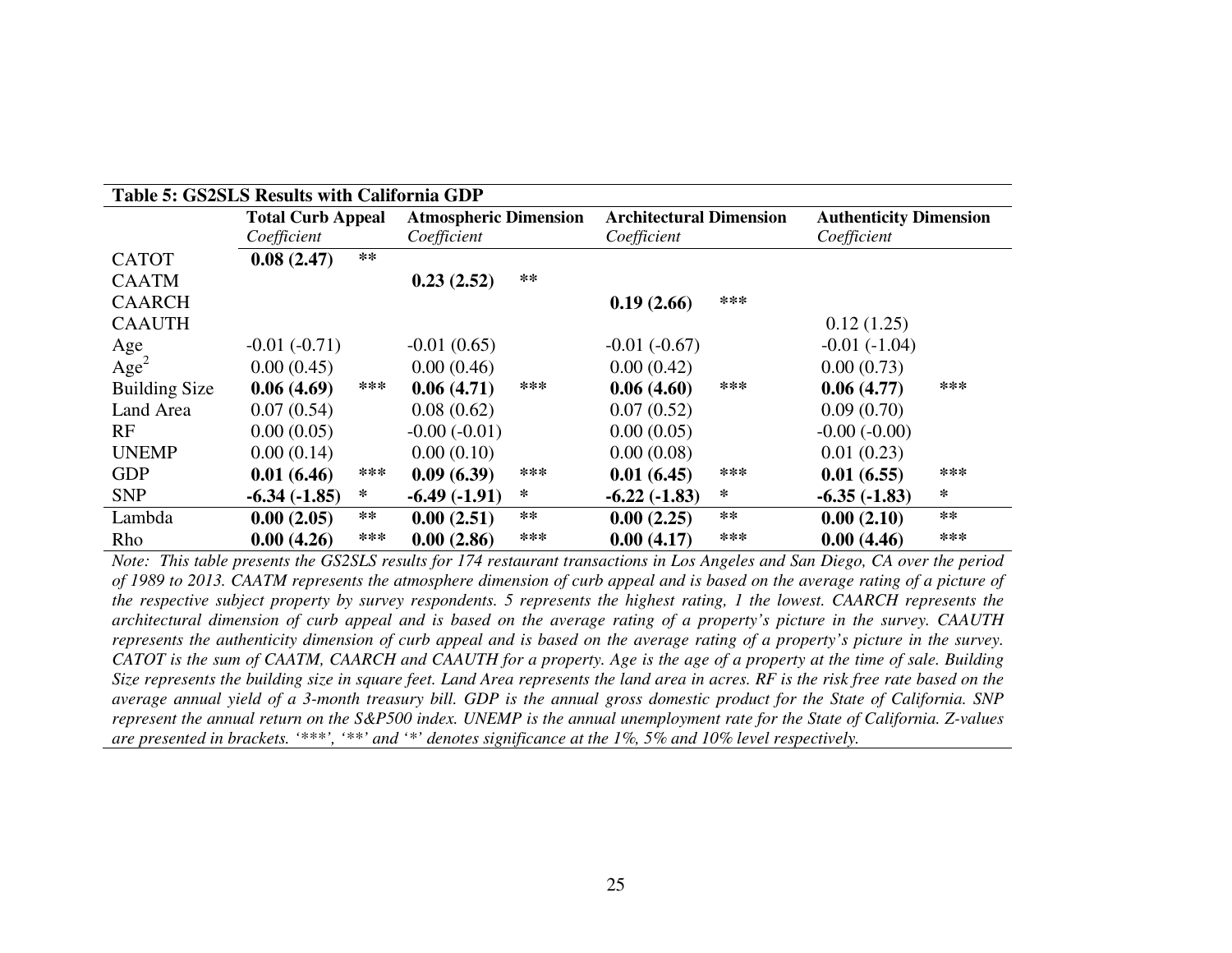**Table 5: GS2SLS Results with California GDP**

| | Total Curb Appeal | | Atmospheric Dimension | | Architectural Dimension | | Authenticity Dimension | |
|---|---|---|---|---|---|---|---|---|
| | *Coefficient* | | *Coefficient* | | *Coefficient* | | *Coefficient* | |
| CATOT | **0.08 (2.47)** | ** | | | | | | |
| CAATM | | | **0.23 (2.52)** | ** | | | | |
| CAARCH | | | | | **0.19 (2.66)** | *** | | |
| CAAUTH | | | | | | | 0.12 (1.25) | |
| Age | -0.01 (-0.71) | | -0.01 (0.65) | | -0.01 (-0.67) | | -0.01 (-1.04) | |
| $Age^2$ | 0.00 (0.45) | | 0.00 (0.46) | | 0.00 (0.42) | | 0.00 (0.73) | |
| Building Size | **0.06 (4.69)** | *** | **0.06 (4.71)** | *** | **0.06 (4.60)** | *** | **0.06 (4.77)** | *** |
| Land Area | 0.07 (0.54) | | 0.08 (0.62) | | 0.07 (0.52) | | 0.09 (0.70) | |
| RF | 0.00 (0.05) | | -0.00 (-0.01) | | 0.00 (0.05) | | -0.00 (-0.00) | |
| UNEMP | 0.00 (0.14) | | 0.00 (0.10) | | 0.00 (0.08) | | 0.01 (0.23) | |
| GDP | **0.01 (6.46)** | *** | **0.09 (6.39)** | *** | **0.01 (6.45)** | *** | **0.01 (6.55)** | *** |
| SNP | **-6.34 (-1.85)** | * | **-6.49 (-1.91)** | * | **-6.22 (-1.83)** | * | **-6.35 (-1.83)** | * |
| Lambda | **0.00 (2.05)** | ** | **0.00 (2.51)** | ** | **0.00 (2.25)** | ** | **0.00 (2.10)** | ** |
| Rho | **0.00 (4.26)** | *** | **0.00 (2.86)** | *** | **0.00 (4.17)** | *** | **0.00 (4.46)** | *** |

*Note: This table presents the GS2SLS results for 174 restaurant transactions in Los Angeles and San Diego, CA over the period of 1989 to 2013. CAATM represents the atmosphere dimension of curb appeal and is based on the average rating of a picture of the respective subject property by survey respondents. 5 represents the highest rating, 1 the lowest. CAARCH represents the architectural dimension of curb appeal and is based on the average rating of a property's picture in the survey. CAAUTH represents the authenticity dimension of curb appeal and is based on the average rating of a property's picture in the survey. CATOT is the sum of CAATM, CAARCH and CAAUTH for a property. Age is the age of a property at the time of sale. Building Size represents the building size in square feet. Land Area represents the land area in acres. RF is the risk free rate based on the average annual yield of a 3-month treasury bill. GDP is the annual gross domestic product for the State of California. SNP represent the annual return on the S&P500 index. UNEMP is the annual unemployment rate for the State of California. Z-values are presented in brackets. '***', '**' and '*' denotes significance at the 1%, 5% and 10% level respectively.*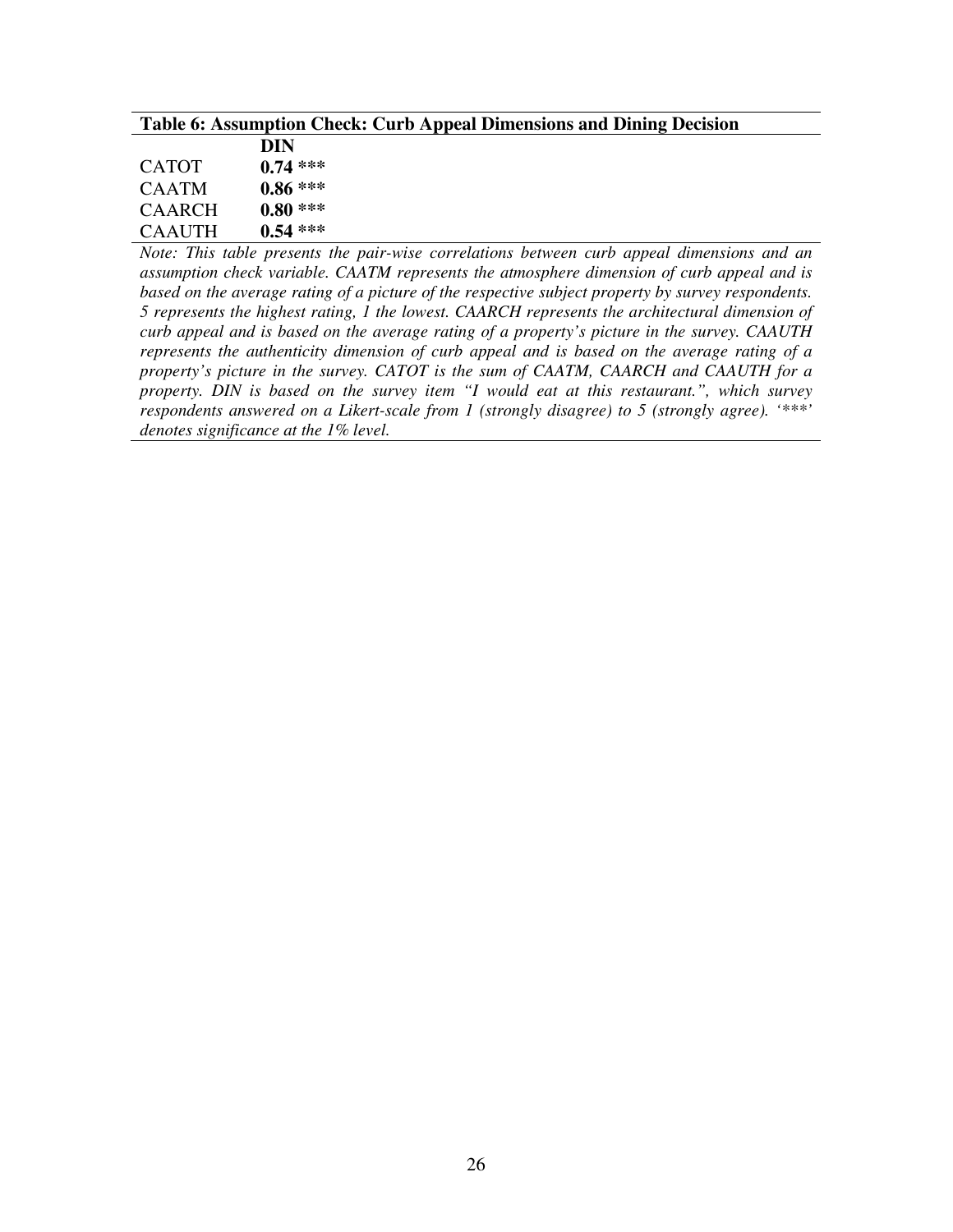**Table 6: Assumption Check: Curb Appeal Dimensions and Dining Decision**

| | DIN |
|---|---|
| CATOT | **0.74** *** |
| CAATM | **0.86** *** |
| CAARCH | **0.80** *** |
| CAAUTH | **0.54** *** |

*Note: This table presents the pair-wise correlations between curb appeal dimensions and an assumption check variable. CAATM represents the atmosphere dimension of curb appeal and is based on the average rating of a picture of the respective subject property by survey respondents. 5 represents the highest rating, 1 the lowest. CAARCH represents the architectural dimension of curb appeal and is based on the average rating of a property's picture in the survey. CAAUTH represents the authenticity dimension of curb appeal and is based on the average rating of a property's picture in the survey. CATOT is the sum of CAATM, CAARCH and CAAUTH for a property. DIN is based on the survey item "I would eat at this restaurant.", which survey respondents answered on a Likert-scale from 1 (strongly disagree) to 5 (strongly agree). '***' denotes significance at the 1% level.*